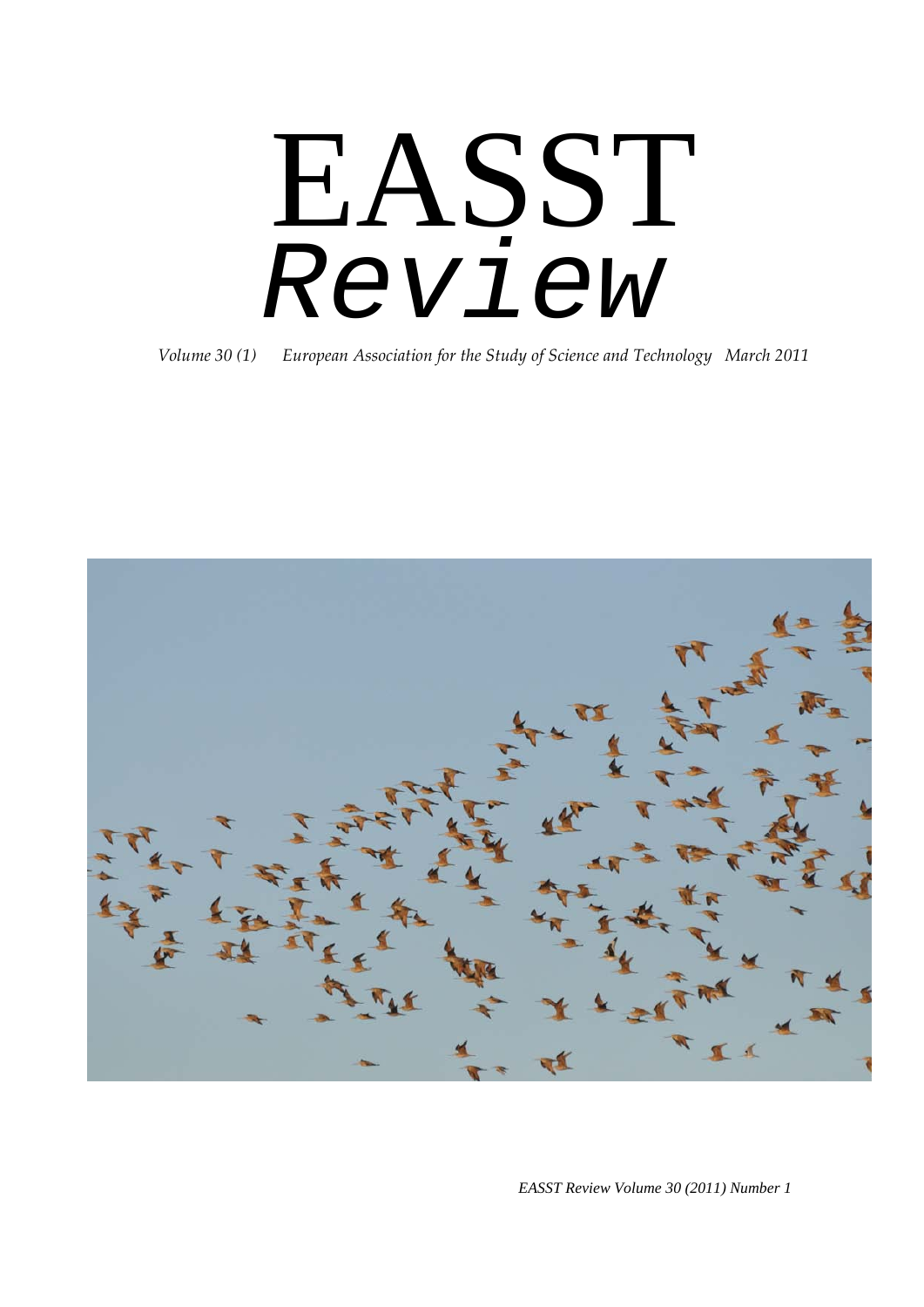# EASST
# *Review*

*Volume 30 (1) European Association for the Study of Science and Technology March 2011*

*EASST Review Volume 30 (2011) Number 1*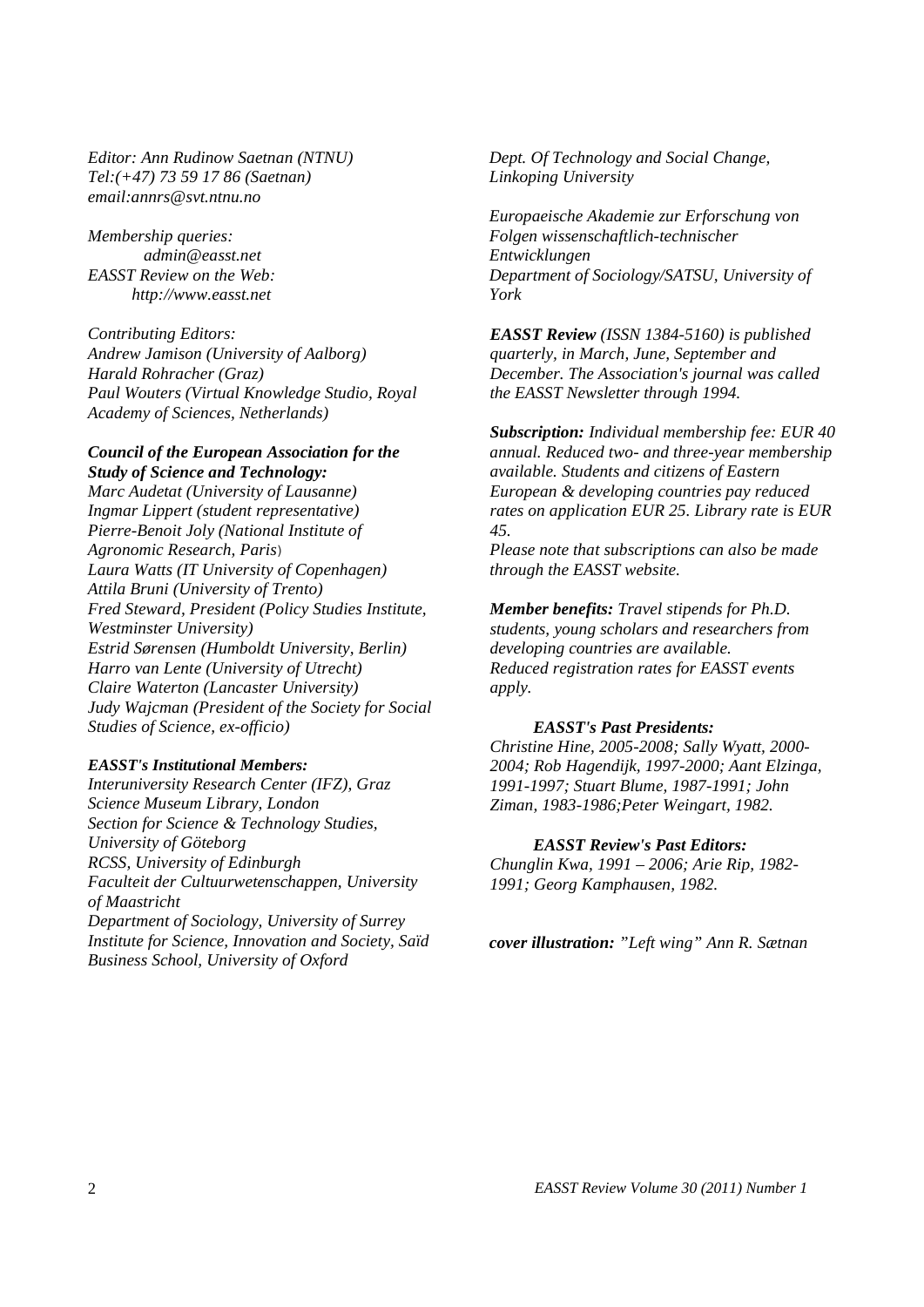*Editor: Ann Rudinow Saetnan (NTNU)*
*Tel:(+47) 73 59 17 86 (Saetnan)*
*email:annrs@svt.ntnu.no*

*Membership queries:*
*admin@easst.net*
*EASST Review on the Web:*
*http://www.easst.net*

*Contributing Editors:*
*Andrew Jamison (University of Aalborg)*
*Harald Rohracher (Graz)*
*Paul Wouters (Virtual Knowledge Studio, Royal Academy of Sciences, Netherlands)*

***Council of the European Association for the Study of Science and Technology:***
*Marc Audetat (University of Lausanne)*
*Ingmar Lippert (student representative)*
*Pierre-Benoit Joly (National Institute of Agronomic Research, Paris)*
*Laura Watts (IT University of Copenhagen)*
*Attila Bruni (University of Trento)*
*Fred Steward, President (Policy Studies Institute, Westminster University)*
*Estrid Sørensen (Humboldt University, Berlin)*
*Harro van Lente (University of Utrecht)*
*Claire Waterton (Lancaster University)*
*Judy Wajcman (President of the Society for Social Studies of Science, ex-officio)*

***EASST's Institutional Members:***
*Interuniversity Research Center (IFZ), Graz*
*Science Museum Library, London*
*Section for Science & Technology Studies, University of Göteborg*
*RCSS, University of Edinburgh*
*Faculteit der Cultuurwetenschappen, University of Maastricht*
*Department of Sociology, University of Surrey*
*Institute for Science, Innovation and Society, Saïd Business School, University of Oxford*
*Dept. Of Technology and Social Change, Linkoping University*

*Europaeische Akademie zur Erforschung von Folgen wissenschaftlich-technischer Entwicklungen*
*Department of Sociology/SATSU, University of York*

***EASST Review** (ISSN 1384-5160) is published quarterly, in March, June, September and December. The Association's journal was called the EASST Newsletter through 1994.*

***Subscription:** Individual membership fee: EUR 40 annual. Reduced two- and three-year membership available. Students and citizens of Eastern European & developing countries pay reduced rates on application EUR 25. Library rate is EUR 45.*
*Please note that subscriptions can also be made through the EASST website.*

***Member benefits:** Travel stipends for Ph.D. students, young scholars and researchers from developing countries are available.*
*Reduced registration rates for EASST events apply.*

***EASST's Past Presidents:***
*Christine Hine, 2005-2008; Sally Wyatt, 2000-2004; Rob Hagendijk, 1997-2000; Aant Elzinga, 1991-1997; Stuart Blume, 1987-1991; John Ziman, 1983-1986;Peter Weingart, 1982.*

***EASST Review's Past Editors:***
*Chunglin Kwa, 1991 – 2006; Arie Rip, 1982-1991; Georg Kamphausen, 1982.*

***cover illustration:** "Left wing" Ann R. Sætnan*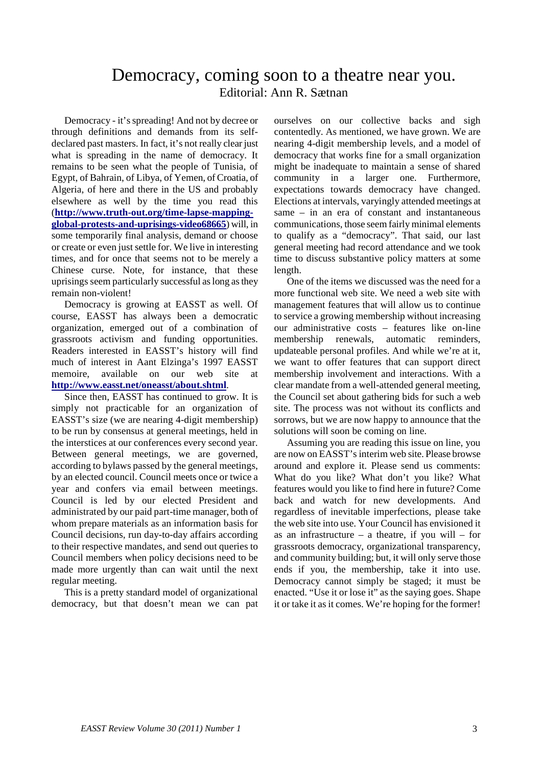# Democracy, coming soon to a theatre near you.

Editorial: Ann R. Sætnan

Democracy - it's spreading! And not by decree or through definitions and demands from its self-declared past masters. In fact, it's not really clear just what is spreading in the name of democracy. It remains to be seen what the people of Tunisia, of Egypt, of Bahrain, of Libya, of Yemen, of Croatia, of Algeria, of here and there in the US and probably elsewhere as well by the time you read this (**http://www.truth-out.org/time-lapse-mapping-global-protests-and-uprisings-video68665**) will, in some temporarily final analysis, demand or choose or create or even just settle for. We live in interesting times, and for once that seems not to be merely a Chinese curse. Note, for instance, that these uprisings seem particularly successful as long as they remain non-violent!

Democracy is growing at EASST as well. Of course, EASST has always been a democratic organization, emerged out of a combination of grassroots activism and funding opportunities. Readers interested in EASST's history will find much of interest in Aant Elzinga's 1997 EASST memoire, available on our web site at **http://www.easst.net/oneasst/about.shtml**.

Since then, EASST has continued to grow. It is simply not practicable for an organization of EASST's size (we are nearing 4-digit membership) to be run by consensus at general meetings, held in the interstices at our conferences every second year. Between general meetings, we are governed, according to bylaws passed by the general meetings, by an elected council. Council meets once or twice a year and confers via email between meetings. Council is led by our elected President and administrated by our paid part-time manager, both of whom prepare materials as an information basis for Council decisions, run day-to-day affairs according to their respective mandates, and send out queries to Council members when policy decisions need to be made more urgently than can wait until the next regular meeting.

This is a pretty standard model of organizational democracy, but that doesn't mean we can pat ourselves on our collective backs and sigh contentedly. As mentioned, we have grown. We are nearing 4-digit membership levels, and a model of democracy that works fine for a small organization might be inadequate to maintain a sense of shared community in a larger one. Furthermore, expectations towards democracy have changed. Elections at intervals, varyingly attended meetings at same – in an era of constant and instantaneous communications, those seem fairly minimal elements to qualify as a "democracy". That said, our last general meeting had record attendance and we took time to discuss substantive policy matters at some length.

One of the items we discussed was the need for a more functional web site. We need a web site with management features that will allow us to continue to service a growing membership without increasing our administrative costs – features like on-line membership renewals, automatic reminders, updateable personal profiles. And while we're at it, we want to offer features that can support direct membership involvement and interactions. With a clear mandate from a well-attended general meeting, the Council set about gathering bids for such a web site. The process was not without its conflicts and sorrows, but we are now happy to announce that the solutions will soon be coming on line.

Assuming you are reading this issue on line, you are now on EASST's interim web site. Please browse around and explore it. Please send us comments: What do you like? What don't you like? What features would you like to find here in future? Come back and watch for new developments. And regardless of inevitable imperfections, please take the web site into use. Your Council has envisioned it as an infrastructure – a theatre, if you will – for grassroots democracy, organizational transparency, and community building; but, it will only serve those ends if you, the membership, take it into use. Democracy cannot simply be staged; it must be enacted. "Use it or lose it" as the saying goes. Shape it or take it as it comes. We're hoping for the former!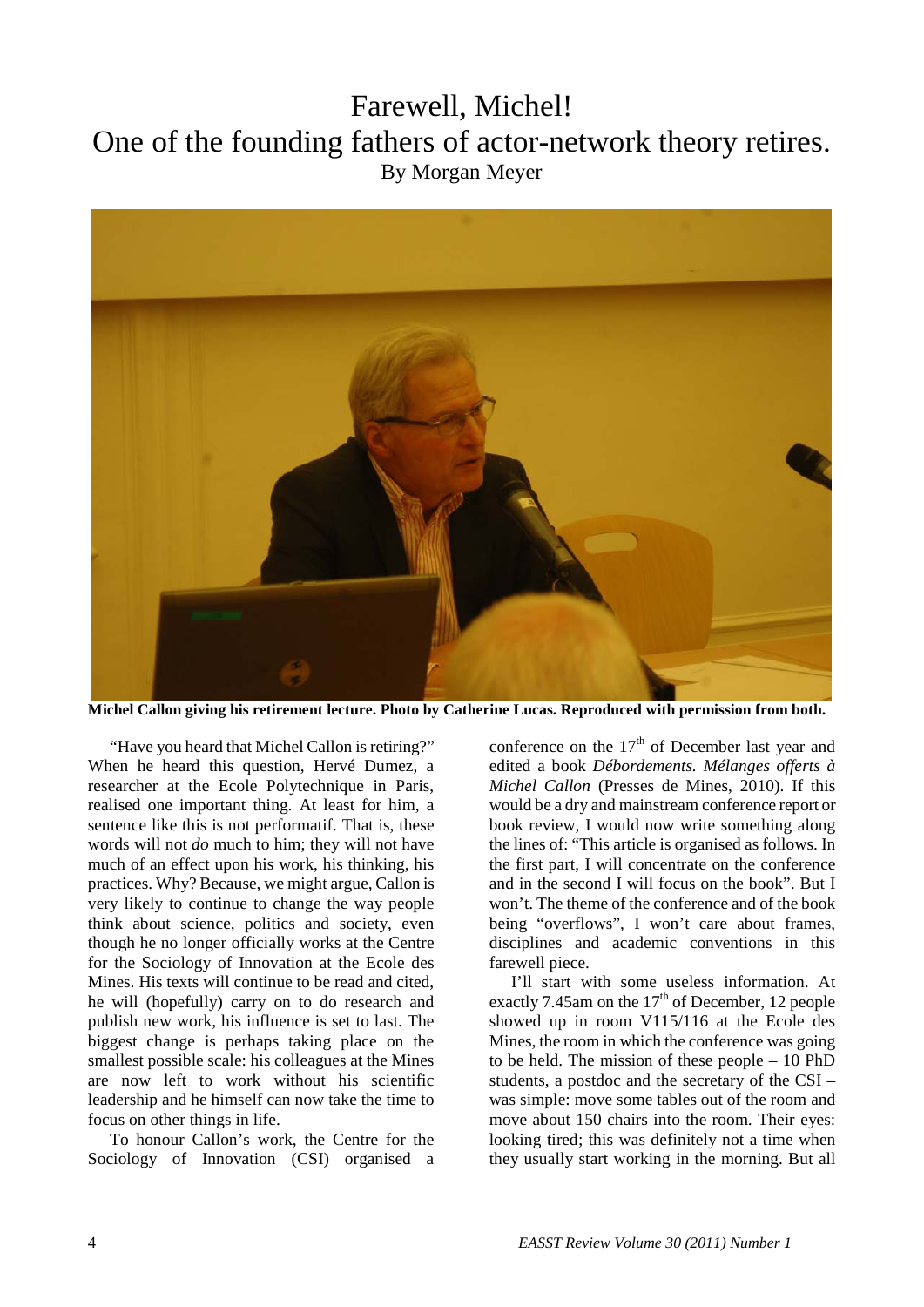# Farewell, Michel!
# One of the founding fathers of actor-network theory retires.

By Morgan Meyer

**Michel Callon giving his retirement lecture. Photo by Catherine Lucas. Reproduced with permission from both.**

"Have you heard that Michel Callon is retiring?" When he heard this question, Hervé Dumez, a researcher at the Ecole Polytechnique in Paris, realised one important thing. At least for him, a sentence like this is not performatif. That is, these words will not *do* much to him; they will not have much of an effect upon his work, his thinking, his practices. Why? Because, we might argue, Callon is very likely to continue to change the way people think about science, politics and society, even though he no longer officially works at the Centre for the Sociology of Innovation at the Ecole des Mines. His texts will continue to be read and cited, he will (hopefully) carry on to do research and publish new work, his influence is set to last. The biggest change is perhaps taking place on the smallest possible scale: his colleagues at the Mines are now left to work without his scientific leadership and he himself can now take the time to focus on other things in life.

To honour Callon's work, the Centre for the Sociology of Innovation (CSI) organised a conference on the 17th of December last year and edited a book *Débordements. Mélanges offerts à Michel Callon* (Presses de Mines, 2010). If this would be a dry and mainstream conference report or book review, I would now write something along the lines of: "This article is organised as follows. In the first part, I will concentrate on the conference and in the second I will focus on the book". But I won't. The theme of the conference and of the book being "overflows", I won't care about frames, disciplines and academic conventions in this farewell piece.

I'll start with some useless information. At exactly 7.45am on the 17th of December, 12 people showed up in room V115/116 at the Ecole des Mines, the room in which the conference was going to be held. The mission of these people – 10 PhD students, a postdoc and the secretary of the CSI – was simple: move some tables out of the room and move about 150 chairs into the room. Their eyes: looking tired; this was definitely not a time when they usually start working in the morning. But all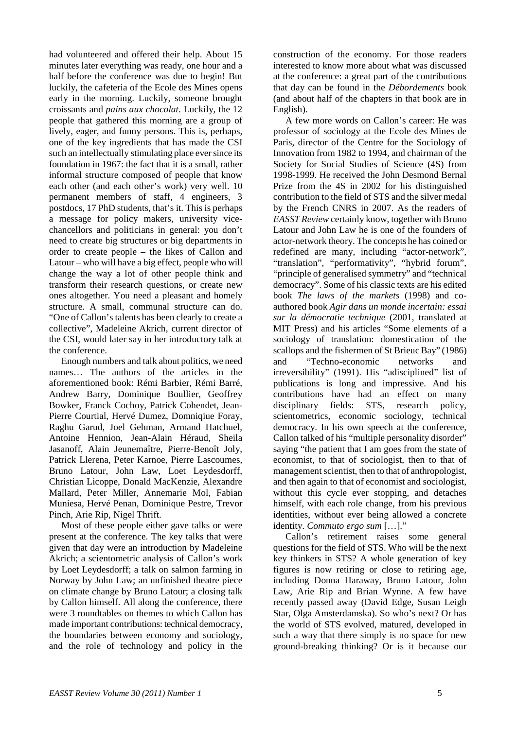had volunteered and offered their help. About 15 minutes later everything was ready, one hour and a half before the conference was due to begin! But luckily, the cafeteria of the Ecole des Mines opens early in the morning. Luckily, someone brought croissants and *pains aux chocolat*. Luckily, the 12 people that gathered this morning are a group of lively, eager, and funny persons. This is, perhaps, one of the key ingredients that has made the CSI such an intellectually stimulating place ever since its foundation in 1967: the fact that it is a small, rather informal structure composed of people that know each other (and each other's work) very well. 10 permanent members of staff, 4 engineers, 3 postdocs, 17 PhD students, that's it. This is perhaps a message for policy makers, university vice-chancellors and politicians in general: you don't need to create big structures or big departments in order to create people – the likes of Callon and Latour – who will have a big effect, people who will change the way a lot of other people think and transform their research questions, or create new ones altogether. You need a pleasant and homely structure. A small, communal structure can do. "One of Callon's talents has been clearly to create a collective", Madeleine Akrich, current director of the CSI, would later say in her introductory talk at the conference.

Enough numbers and talk about politics, we need names… The authors of the articles in the aforementioned book: Rémi Barbier, Rémi Barré, Andrew Barry, Dominique Boullier, Geoffrey Bowker, Franck Cochoy, Patrick Cohendet, Jean-Pierre Courtial, Hervé Dumez, Domniqiue Foray, Raghu Garud, Joel Gehman, Armand Hatchuel, Antoine Hennion, Jean-Alain Héraud, Sheila Jasanoff, Alain Jeunemaître, Pierre-Benoît Joly, Patrick Llerena, Peter Karnoe, Pierre Lascoumes, Bruno Latour, John Law, Loet Leydesdorff, Christian Licoppe, Donald MacKenzie, Alexandre Mallard, Peter Miller, Annemarie Mol, Fabian Muniesa, Hervé Penan, Dominique Pestre, Trevor Pinch, Arie Rip, Nigel Thrift.

Most of these people either gave talks or were present at the conference. The key talks that were given that day were an introduction by Madeleine Akrich; a scientometric analysis of Callon's work by Loet Leydesdorff; a talk on salmon farming in Norway by John Law; an unfinished theatre piece on climate change by Bruno Latour; a closing talk by Callon himself. All along the conference, there were 3 roundtables on themes to which Callon has made important contributions: technical democracy, the boundaries between economy and sociology, and the role of technology and policy in the construction of the economy. For those readers interested to know more about what was discussed at the conference: a great part of the contributions that day can be found in the *Débordements* book (and about half of the chapters in that book are in English).

A few more words on Callon's career: He was professor of sociology at the Ecole des Mines de Paris, director of the Centre for the Sociology of Innovation from 1982 to 1994, and chairman of the Society for Social Studies of Science (4S) from 1998-1999. He received the John Desmond Bernal Prize from the 4S in 2002 for his distinguished contribution to the field of STS and the silver medal by the French CNRS in 2007. As the readers of *EASST Review* certainly know, together with Bruno Latour and John Law he is one of the founders of actor-network theory. The concepts he has coined or redefined are many, including "actor-network", "translation", "performativity", "hybrid forum", "principle of generalised symmetry" and "technical democracy". Some of his classic texts are his edited book *The laws of the markets* (1998) and co-authored book *Agir dans un monde incertain: essai sur la démocratie technique* (2001, translated at MIT Press) and his articles "Some elements of a sociology of translation: domestication of the scallops and the fishermen of St Brieuc Bay" (1986) and "Techno-economic networks and irreversibility" (1991). His "adisciplined" list of publications is long and impressive. And his contributions have had an effect on many disciplinary fields: STS, research policy, scientometrics, economic sociology, technical democracy. In his own speech at the conference, Callon talked of his "multiple personality disorder" saying "the patient that I am goes from the state of economist, to that of sociologist, then to that of management scientist, then to that of anthropologist, and then again to that of economist and sociologist, without this cycle ever stopping, and detaches himself, with each role change, from his previous identities, without ever being allowed a concrete identity. *Commuto ergo sum* […]."

Callon's retirement raises some general questions for the field of STS. Who will be the next key thinkers in STS? A whole generation of key figures is now retiring or close to retiring age, including Donna Haraway, Bruno Latour, John Law, Arie Rip and Brian Wynne. A few have recently passed away (David Edge, Susan Leigh Star, Olga Amsterdamska). So who's next? Or has the world of STS evolved, matured, developed in such a way that there simply is no space for new ground-breaking thinking? Or is it because our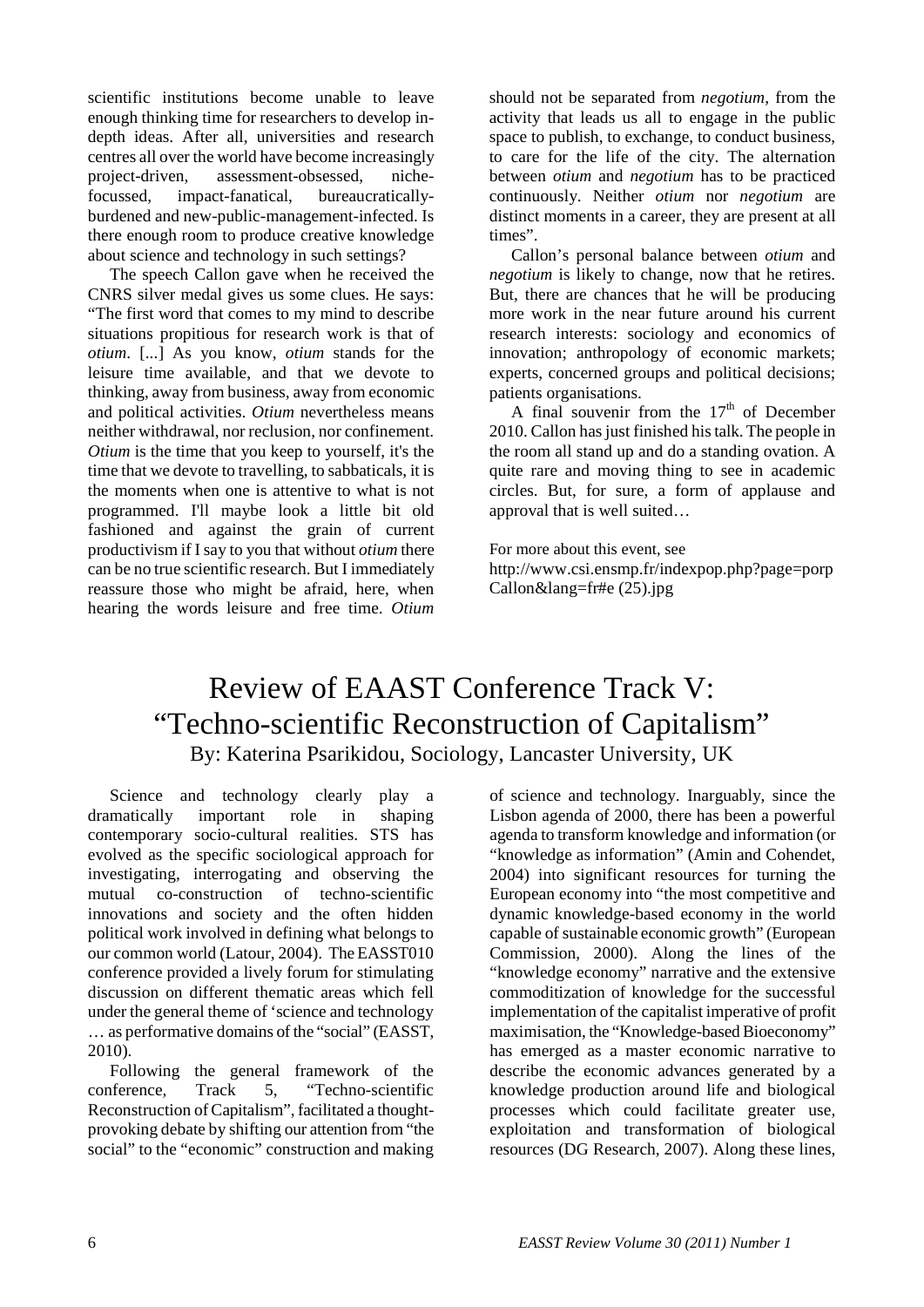scientific institutions become unable to leave enough thinking time for researchers to develop in-depth ideas. After all, universities and research centres all over the world have become increasingly project-driven, assessment-obsessed, niche-focussed, impact-fanatical, bureaucratically-burdened and new-public-management-infected. Is there enough room to produce creative knowledge about science and technology in such settings?

The speech Callon gave when he received the CNRS silver medal gives us some clues. He says: "The first word that comes to my mind to describe situations propitious for research work is that of *otium*. [...] As you know, *otium* stands for the leisure time available, and that we devote to thinking, away from business, away from economic and political activities. *Otium* nevertheless means neither withdrawal, nor reclusion, nor confinement. *Otium* is the time that you keep to yourself, it's the time that we devote to travelling, to sabbaticals, it is the moments when one is attentive to what is not programmed. I'll maybe look a little bit old fashioned and against the grain of current productivism if I say to you that without *otium* there can be no true scientific research. But I immediately reassure those who might be afraid, here, when hearing the words leisure and free time. *Otium* should not be separated from *negotium*, from the activity that leads us all to engage in the public space to publish, to exchange, to conduct business, to care for the life of the city. The alternation between *otium* and *negotium* has to be practiced continuously. Neither *otium* nor *negotium* are distinct moments in a career, they are present at all times".

Callon's personal balance between *otium* and *negotium* is likely to change, now that he retires. But, there are chances that he will be producing more work in the near future around his current research interests: sociology and economics of innovation; anthropology of economic markets; experts, concerned groups and political decisions; patients organisations.

A final souvenir from the 17th of December 2010. Callon has just finished his talk. The people in the room all stand up and do a standing ovation. A quite rare and moving thing to see in academic circles. But, for sure, a form of applause and approval that is well suited…

For more about this event, see
http://www.csi.ensmp.fr/indexpop.php?page=porp Callon&lang=fr#e (25).jpg

# Review of EAAST Conference Track V: "Techno-scientific Reconstruction of Capitalism"

By: Katerina Psarikidou, Sociology, Lancaster University, UK

Science and technology clearly play a dramatically important role in shaping contemporary socio-cultural realities. STS has evolved as the specific sociological approach for investigating, interrogating and observing the mutual co-construction of techno-scientific innovations and society and the often hidden political work involved in defining what belongs to our common world (Latour, 2004). The EASST010 conference provided a lively forum for stimulating discussion on different thematic areas which fell under the general theme of 'science and technology … as performative domains of the "social" (EASST, 2010).

Following the general framework of the conference, Track 5, "Techno-scientific Reconstruction of Capitalism", facilitated a thought-provoking debate by shifting our attention from "the social" to the "economic" construction and making of science and technology. Inarguably, since the Lisbon agenda of 2000, there has been a powerful agenda to transform knowledge and information (or "knowledge as information" (Amin and Cohendet, 2004) into significant resources for turning the European economy into "the most competitive and dynamic knowledge-based economy in the world capable of sustainable economic growth" (European Commission, 2000). Along the lines of the "knowledge economy" narrative and the extensive commoditization of knowledge for the successful implementation of the capitalist imperative of profit maximisation, the "Knowledge-based Bioeconomy" has emerged as a master economic narrative to describe the economic advances generated by a knowledge production around life and biological processes which could facilitate greater use, exploitation and transformation of biological resources (DG Research, 2007). Along these lines,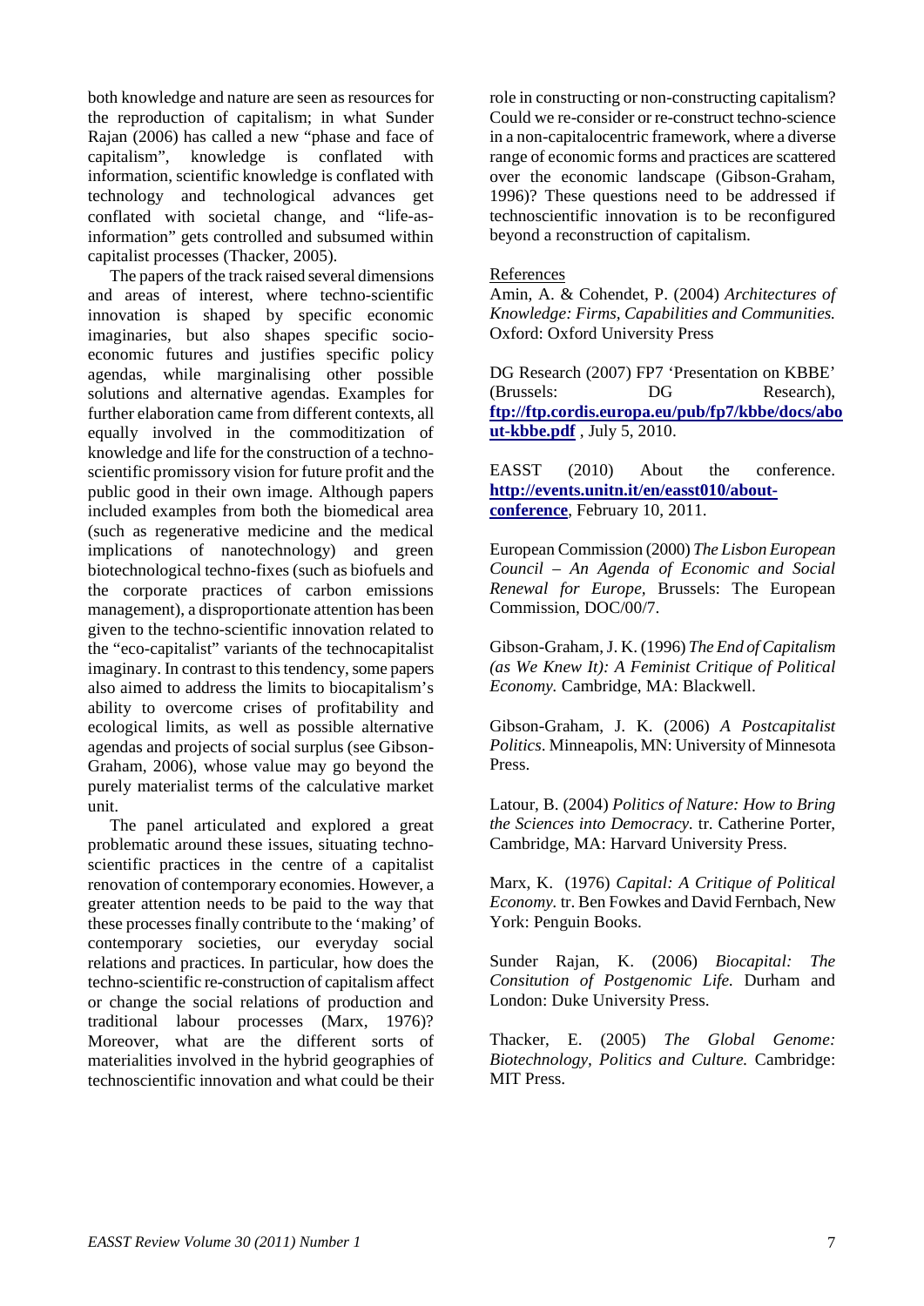both knowledge and nature are seen as resources for the reproduction of capitalism; in what Sunder Rajan (2006) has called a new "phase and face of capitalism", knowledge is conflated with information, scientific knowledge is conflated with technology and technological advances get conflated with societal change, and "life-as-information" gets controlled and subsumed within capitalist processes (Thacker, 2005).

The papers of the track raised several dimensions and areas of interest, where techno-scientific innovation is shaped by specific economic imaginaries, but also shapes specific socio-economic futures and justifies specific policy agendas, while marginalising other possible solutions and alternative agendas. Examples for further elaboration came from different contexts, all equally involved in the commoditization of knowledge and life for the construction of a techno-scientific promissory vision for future profit and the public good in their own image. Although papers included examples from both the biomedical area (such as regenerative medicine and the medical implications of nanotechnology) and green biotechnological techno-fixes (such as biofuels and the corporate practices of carbon emissions management), a disproportionate attention has been given to the techno-scientific innovation related to the "eco-capitalist" variants of the technocapitalist imaginary. In contrast to this tendency, some papers also aimed to address the limits to biocapitalism's ability to overcome crises of profitability and ecological limits, as well as possible alternative agendas and projects of social surplus (see Gibson-Graham, 2006), whose value may go beyond the purely materialist terms of the calculative market unit.

The panel articulated and explored a great problematic around these issues, situating techno-scientific practices in the centre of a capitalist renovation of contemporary economies. However, a greater attention needs to be paid to the way that these processes finally contribute to the 'making' of contemporary societies, our everyday social relations and practices. In particular, how does the techno-scientific re-construction of capitalism affect or change the social relations of production and traditional labour processes (Marx, 1976)? Moreover, what are the different sorts of materialities involved in the hybrid geographies of technoscientific innovation and what could be their role in constructing or non-constructing capitalism? Could we re-consider or re-construct techno-science in a non-capitalocentric framework, where a diverse range of economic forms and practices are scattered over the economic landscape (Gibson-Graham, 1996)? These questions need to be addressed if technoscientific innovation is to be reconfigured beyond a reconstruction of capitalism.

References

Amin, A. & Cohendet, P. (2004) *Architectures of Knowledge: Firms, Capabilities and Communities.* Oxford: Oxford University Press

DG Research (2007) FP7 'Presentation on KBBE' (Brussels: DG Research), **ftp://ftp.cordis.europa.eu/pub/fp7/kbbe/docs/about-kbbe.pdf** , July 5, 2010.

EASST (2010) About the conference. **http://events.unitn.it/en/easst010/about-conference**, February 10, 2011.

European Commission (2000) *The Lisbon European Council – An Agenda of Economic and Social Renewal for Europe,* Brussels: The European Commission, DOC/00/7.

Gibson-Graham, J. K. (1996) *The End of Capitalism (as We Knew It): A Feminist Critique of Political Economy.* Cambridge, MA: Blackwell.

Gibson-Graham, J. K. (2006) *A Postcapitalist Politics*. Minneapolis, MN: University of Minnesota Press.

Latour, B. (2004) *Politics of Nature: How to Bring the Sciences into Democracy.* tr. Catherine Porter, Cambridge, MA: Harvard University Press.

Marx, K. (1976) *Capital: A Critique of Political Economy.* tr. Ben Fowkes and David Fernbach, New York: Penguin Books.

Sunder Rajan, K. (2006) *Biocapital: The Consitution of Postgenomic Life.* Durham and London: Duke University Press.

Thacker, E. (2005) *The Global Genome: Biotechnology, Politics and Culture.* Cambridge: MIT Press.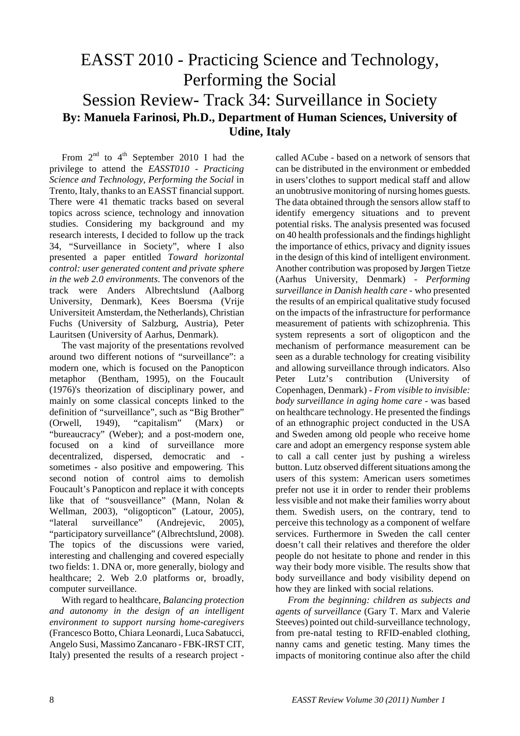# EASST 2010 - Practicing Science and Technology, Performing the Social

## Session Review- Track 34: Surveillance in Society

**By: Manuela Farinosi, Ph.D., Department of Human Sciences, University of Udine, Italy**

From 2nd to 4th September 2010 I had the privilege to attend the *EASST010 - Practicing Science and Technology, Performing the Social* in Trento, Italy, thanks to an EASST financial support. There were 41 thematic tracks based on several topics across science, technology and innovation studies. Considering my background and my research interests, I decided to follow up the track 34, "Surveillance in Society", where I also presented a paper entitled *Toward horizontal control: user generated content and private sphere in the web 2.0 environments*. The convenors of the track were Anders Albrechtslund (Aalborg University, Denmark), Kees Boersma (Vrije Universiteit Amsterdam, the Netherlands), Christian Fuchs (University of Salzburg, Austria), Peter Lauritsen (University of Aarhus, Denmark).

The vast majority of the presentations revolved around two different notions of "surveillance": a modern one, which is focused on the Panopticon metaphor (Bentham, 1995), on the Foucault (1976)'s theorization of disciplinary power, and mainly on some classical concepts linked to the definition of "surveillance", such as "Big Brother" (Orwell, 1949), "capitalism" (Marx) or "bureaucracy" (Weber); and a post-modern one, focused on a kind of surveillance more decentralized, dispersed, democratic and - sometimes - also positive and empowering. This second notion of control aims to demolish Foucault's Panopticon and replace it with concepts like that of "sousveillance" (Mann, Nolan & Wellman, 2003), "oligopticon" (Latour, 2005), "lateral surveillance" (Andrejevic, 2005), "participatory surveillance" (Albrechtslund, 2008). The topics of the discussions were varied, interesting and challenging and covered especially two fields: 1. DNA or, more generally, biology and healthcare; 2. Web 2.0 platforms or, broadly, computer surveillance.

With regard to healthcare, *Balancing protection and autonomy in the design of an intelligent environment to support nursing home-caregivers* (Francesco Botto, Chiara Leonardi, Luca Sabatucci, Angelo Susi, Massimo Zancanaro - FBK-IRST CIT, Italy) presented the results of a research project - called ACube - based on a network of sensors that can be distributed in the environment or embedded in users'clothes to support medical staff and allow an unobtrusive monitoring of nursing homes guests. The data obtained through the sensors allow staff to identify emergency situations and to prevent potential risks. The analysis presented was focused on 40 health professionals and the findings highlight the importance of ethics, privacy and dignity issues in the design of this kind of intelligent environment. Another contribution was proposed by Jørgen Tietze (Aarhus University, Denmark) - *Performing surveillance in Danish health care* - who presented the results of an empirical qualitative study focused on the impacts of the infrastructure for performance measurement of patients with schizophrenia. This system represents a sort of oligopticon and the mechanism of performance measurement can be seen as a durable technology for creating visibility and allowing surveillance through indicators. Also Peter Lutz's contribution (University of Copenhagen, Denmark) - *From visible to invisible: body surveillance in aging home care* - was based on healthcare technology. He presented the findings of an ethnographic project conducted in the USA and Sweden among old people who receive home care and adopt an emergency response system able to call a call center just by pushing a wireless button. Lutz observed different situations among the users of this system: American users sometimes prefer not use it in order to render their problems less visible and not make their families worry about them. Swedish users, on the contrary, tend to perceive this technology as a component of welfare services. Furthermore in Sweden the call center doesn't call their relatives and therefore the older people do not hesitate to phone and render in this way their body more visible. The results show that body surveillance and body visibility depend on how they are linked with social relations.

*From the beginning: children as subjects and agents of surveillance* (Gary T. Marx and Valerie Steeves) pointed out child-surveillance technology, from pre-natal testing to RFID-enabled clothing, nanny cams and genetic testing. Many times the impacts of monitoring continue also after the child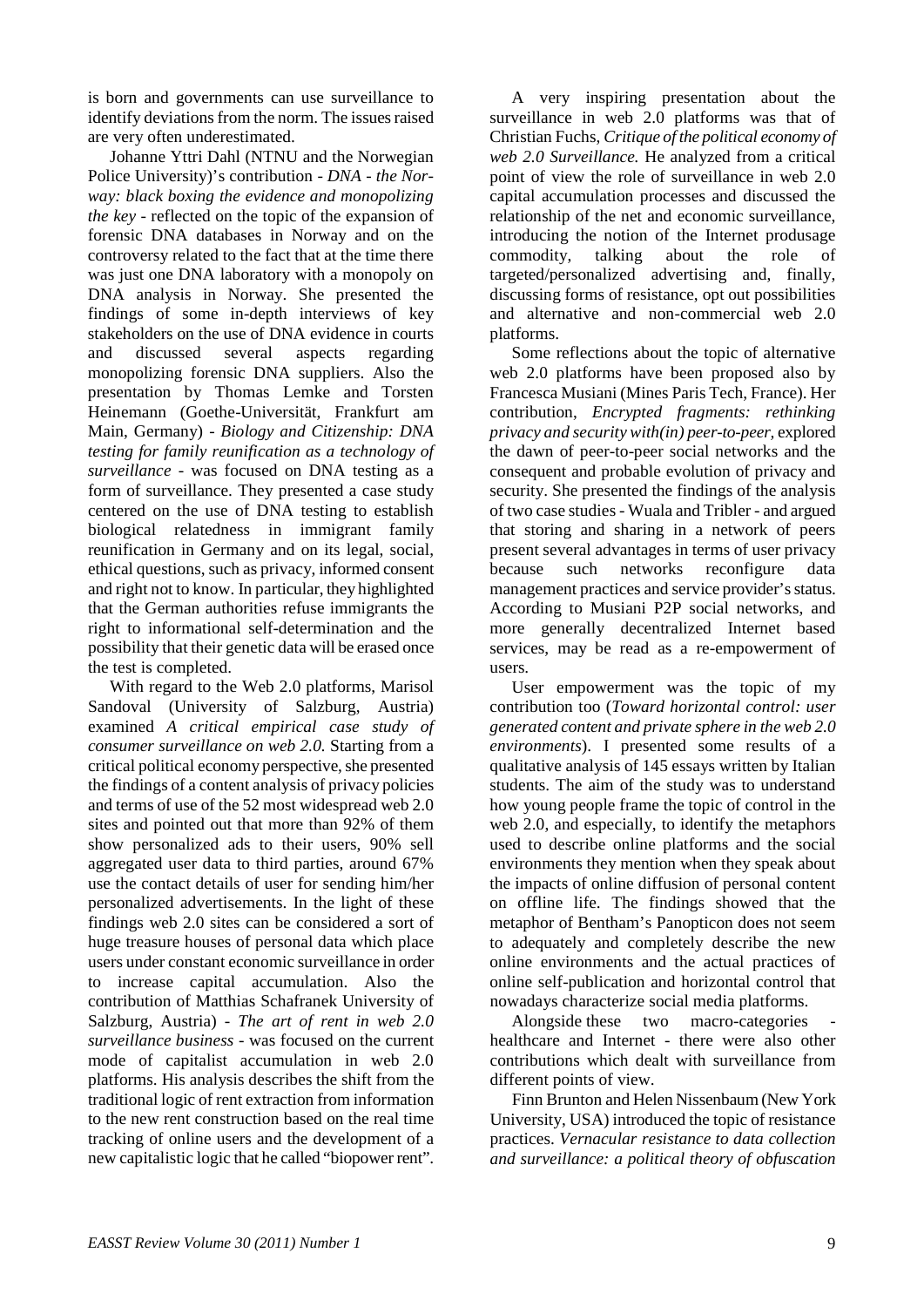is born and governments can use surveillance to identify deviations from the norm. The issues raised are very often underestimated.

Johanne Yttri Dahl (NTNU and the Norwegian Police University)'s contribution - *DNA - the Norway: black boxing the evidence and monopolizing the key* - reflected on the topic of the expansion of forensic DNA databases in Norway and on the controversy related to the fact that at the time there was just one DNA laboratory with a monopoly on DNA analysis in Norway. She presented the findings of some in-depth interviews of key stakeholders on the use of DNA evidence in courts and discussed several aspects regarding monopolizing forensic DNA suppliers. Also the presentation by Thomas Lemke and Torsten Heinemann (Goethe-Universität, Frankfurt am Main, Germany) - *Biology and Citizenship: DNA testing for family reunification as a technology of surveillance* - was focused on DNA testing as a form of surveillance. They presented a case study centered on the use of DNA testing to establish biological relatedness in immigrant family reunification in Germany and on its legal, social, ethical questions, such as privacy, informed consent and right not to know. In particular, they highlighted that the German authorities refuse immigrants the right to informational self-determination and the possibility that their genetic data will be erased once the test is completed.

With regard to the Web 2.0 platforms, Marisol Sandoval (University of Salzburg, Austria) examined *A critical empirical case study of consumer surveillance on web 2.0.* Starting from a critical political economy perspective, she presented the findings of a content analysis of privacy policies and terms of use of the 52 most widespread web 2.0 sites and pointed out that more than 92% of them show personalized ads to their users, 90% sell aggregated user data to third parties, around 67% use the contact details of user for sending him/her personalized advertisements. In the light of these findings web 2.0 sites can be considered a sort of huge treasure houses of personal data which place users under constant economic surveillance in order to increase capital accumulation. Also the contribution of Matthias Schafranek University of Salzburg, Austria) - *The art of rent in web 2.0 surveillance business* - was focused on the current mode of capitalist accumulation in web 2.0 platforms. His analysis describes the shift from the traditional logic of rent extraction from information to the new rent construction based on the real time tracking of online users and the development of a new capitalistic logic that he called "biopower rent".

A very inspiring presentation about the surveillance in web 2.0 platforms was that of Christian Fuchs, *Critique of the political economy of web 2.0 Surveillance.* He analyzed from a critical point of view the role of surveillance in web 2.0 capital accumulation processes and discussed the relationship of the net and economic surveillance, introducing the notion of the Internet produsage commodity, talking about the role of targeted/personalized advertising and, finally, discussing forms of resistance, opt out possibilities and alternative and non-commercial web 2.0 platforms.

Some reflections about the topic of alternative web 2.0 platforms have been proposed also by Francesca Musiani (Mines Paris Tech, France). Her contribution, *Encrypted fragments: rethinking privacy and security with(in) peer-to-peer*, explored the dawn of peer-to-peer social networks and the consequent and probable evolution of privacy and security. She presented the findings of the analysis of two case studies - Wuala and Tribler - and argued that storing and sharing in a network of peers present several advantages in terms of user privacy because such networks reconfigure data management practices and service provider's status. According to Musiani P2P social networks, and more generally decentralized Internet based services, may be read as a re-empowerment of users.

User empowerment was the topic of my contribution too (*Toward horizontal control: user generated content and private sphere in the web 2.0 environments*). I presented some results of a qualitative analysis of 145 essays written by Italian students. The aim of the study was to understand how young people frame the topic of control in the web 2.0, and especially, to identify the metaphors used to describe online platforms and the social environments they mention when they speak about the impacts of online diffusion of personal content on offline life. The findings showed that the metaphor of Bentham's Panopticon does not seem to adequately and completely describe the new online environments and the actual practices of online self-publication and horizontal control that nowadays characterize social media platforms.

Alongside these two macro-categories - healthcare and Internet - there were also other contributions which dealt with surveillance from different points of view.

Finn Brunton and Helen Nissenbaum (New York University, USA) introduced the topic of resistance practices. *Vernacular resistance to data collection and surveillance: a political theory of obfuscation*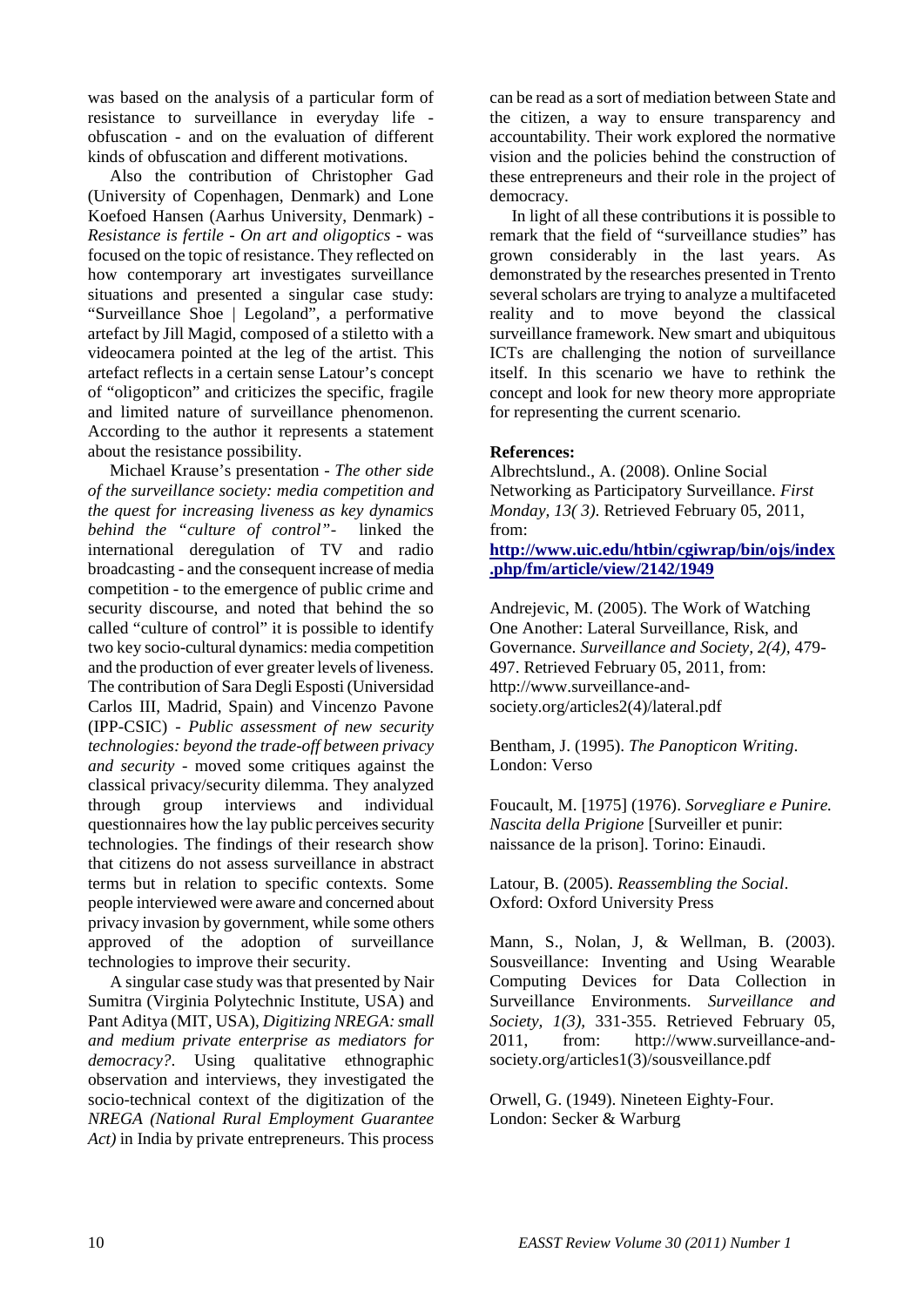was based on the analysis of a particular form of resistance to surveillance in everyday life - obfuscation - and on the evaluation of different kinds of obfuscation and different motivations.

Also the contribution of Christopher Gad (University of Copenhagen, Denmark) and Lone Koefoed Hansen (Aarhus University, Denmark) - *Resistance is fertile - On art and oligoptics* - was focused on the topic of resistance. They reflected on how contemporary art investigates surveillance situations and presented a singular case study: "Surveillance Shoe | Legoland", a performative artefact by Jill Magid, composed of a stiletto with a videocamera pointed at the leg of the artist. This artefact reflects in a certain sense Latour's concept of "oligopticon" and criticizes the specific, fragile and limited nature of surveillance phenomenon. According to the author it represents a statement about the resistance possibility.

Michael Krause's presentation - *The other side of the surveillance society: media competition and the quest for increasing liveness as key dynamics behind the "culture of control"*- linked the international deregulation of TV and radio broadcasting - and the consequent increase of media competition - to the emergence of public crime and security discourse, and noted that behind the so called "culture of control" it is possible to identify two key socio-cultural dynamics: media competition and the production of ever greater levels of liveness. The contribution of Sara Degli Esposti (Universidad Carlos III, Madrid, Spain) and Vincenzo Pavone (IPP-CSIC) - *Public assessment of new security technologies: beyond the trade-off between privacy and security* - moved some critiques against the classical privacy/security dilemma. They analyzed through group interviews and individual questionnaires how the lay public perceives security technologies. The findings of their research show that citizens do not assess surveillance in abstract terms but in relation to specific contexts. Some people interviewed were aware and concerned about privacy invasion by government, while some others approved of the adoption of surveillance technologies to improve their security.

A singular case study was that presented by Nair Sumitra (Virginia Polytechnic Institute, USA) and Pant Aditya (MIT, USA), *Digitizing NREGA: small and medium private enterprise as mediators for democracy?*. Using qualitative ethnographic observation and interviews, they investigated the socio-technical context of the digitization of the *NREGA (National Rural Employment Guarantee Act)* in India by private entrepreneurs. This process can be read as a sort of mediation between State and the citizen, a way to ensure transparency and accountability. Their work explored the normative vision and the policies behind the construction of these entrepreneurs and their role in the project of democracy.

In light of all these contributions it is possible to remark that the field of "surveillance studies" has grown considerably in the last years. As demonstrated by the researches presented in Trento several scholars are trying to analyze a multifaceted reality and to move beyond the classical surveillance framework. New smart and ubiquitous ICTs are challenging the notion of surveillance itself. In this scenario we have to rethink the concept and look for new theory more appropriate for representing the current scenario.

**References:**

Albrechtslund., A. (2008). Online Social Networking as Participatory Surveillance. *First Monday, 13( 3)*. Retrieved February 05, 2011, from: **http://www.uic.edu/htbin/cgiwrap/bin/ojs/index.php/fm/article/view/2142/1949**

Andrejevic, M. (2005). The Work of Watching One Another: Lateral Surveillance, Risk, and Governance. *Surveillance and Society, 2(4)*, 479-497. Retrieved February 05, 2011, from: http://www.surveillance-and-society.org/articles2(4)/lateral.pdf

Bentham, J. (1995). *The Panopticon Writing*. London: Verso

Foucault, M. [1975] (1976). *Sorvegliare e Punire. Nascita della Prigione* [Surveiller et punir: naissance de la prison]. Torino: Einaudi.

Latour, B. (2005). *Reassembling the Social*. Oxford: Oxford University Press

Mann, S., Nolan, J, & Wellman, B. (2003). Sousveillance: Inventing and Using Wearable Computing Devices for Data Collection in Surveillance Environments. *Surveillance and Society, 1(3)*, 331-355. Retrieved February 05, 2011, from: http://www.surveillance-and-society.org/articles1(3)/sousveillance.pdf

Orwell, G. (1949). Nineteen Eighty-Four. London: Secker & Warburg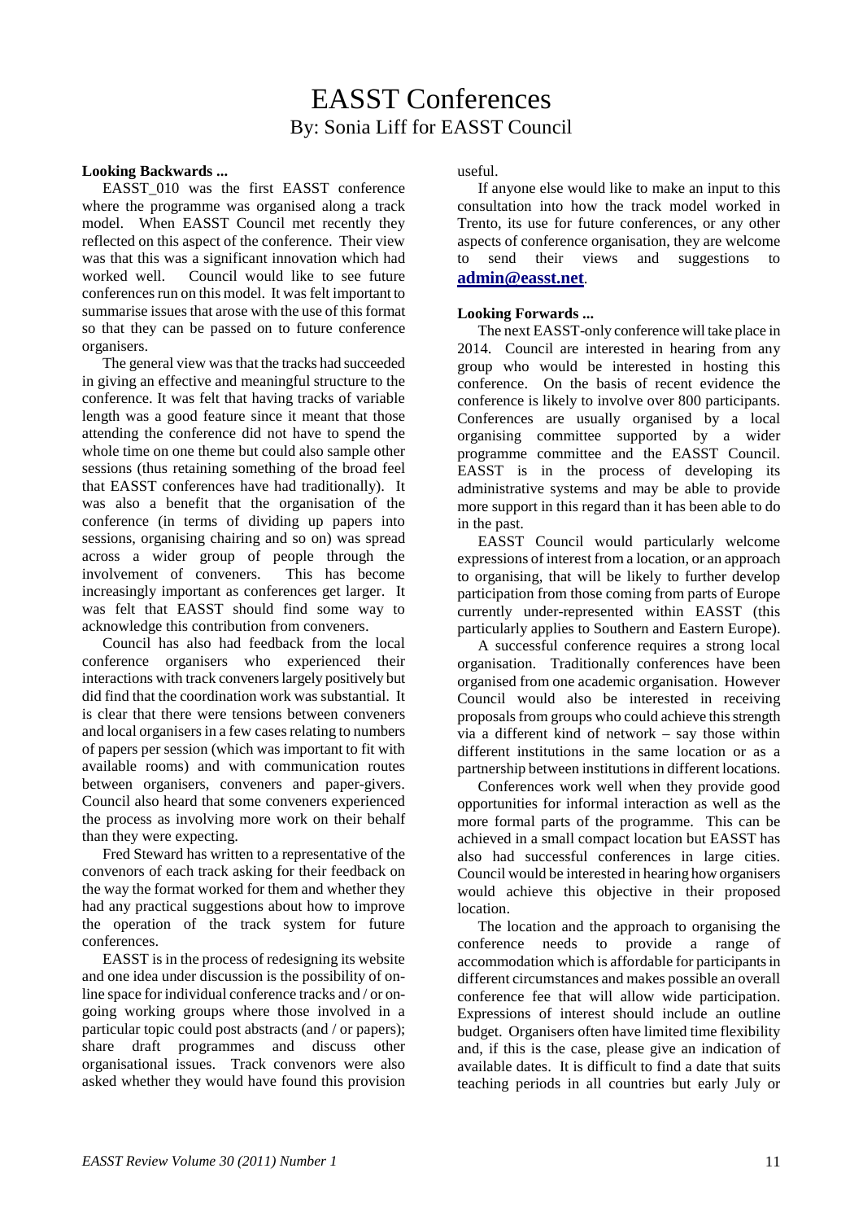# EASST Conferences

By: Sonia Liff for EASST Council

**Looking Backwards ...**

EASST_010 was the first EASST conference where the programme was organised along a track model. When EASST Council met recently they reflected on this aspect of the conference. Their view was that this was a significant innovation which had worked well. Council would like to see future conferences run on this model. It was felt important to summarise issues that arose with the use of this format so that they can be passed on to future conference organisers.

The general view was that the tracks had succeeded in giving an effective and meaningful structure to the conference. It was felt that having tracks of variable length was a good feature since it meant that those attending the conference did not have to spend the whole time on one theme but could also sample other sessions (thus retaining something of the broad feel that EASST conferences have had traditionally). It was also a benefit that the organisation of the conference (in terms of dividing up papers into sessions, organising chairing and so on) was spread across a wider group of people through the involvement of conveners. This has become increasingly important as conferences get larger. It was felt that EASST should find some way to acknowledge this contribution from conveners.

Council has also had feedback from the local conference organisers who experienced their interactions with track conveners largely positively but did find that the coordination work was substantial. It is clear that there were tensions between conveners and local organisers in a few cases relating to numbers of papers per session (which was important to fit with available rooms) and with communication routes between organisers, conveners and paper-givers. Council also heard that some conveners experienced the process as involving more work on their behalf than they were expecting.

Fred Steward has written to a representative of the convenors of each track asking for their feedback on the way the format worked for them and whether they had any practical suggestions about how to improve the operation of the track system for future conferences.

EASST is in the process of redesigning its website and one idea under discussion is the possibility of on-line space for individual conference tracks and / or on-going working groups where those involved in a particular topic could post abstracts (and / or papers); share draft programmes and discuss other organisational issues. Track convenors were also asked whether they would have found this provision useful.

If anyone else would like to make an input to this consultation into how the track model worked in Trento, its use for future conferences, or any other aspects of conference organisation, they are welcome to send their views and suggestions to **admin@easst.net**.

**Looking Forwards ...**

The next EASST-only conference will take place in 2014. Council are interested in hearing from any group who would be interested in hosting this conference. On the basis of recent evidence the conference is likely to involve over 800 participants. Conferences are usually organised by a local organising committee supported by a wider programme committee and the EASST Council. EASST is in the process of developing its administrative systems and may be able to provide more support in this regard than it has been able to do in the past.

EASST Council would particularly welcome expressions of interest from a location, or an approach to organising, that will be likely to further develop participation from those coming from parts of Europe currently under-represented within EASST (this particularly applies to Southern and Eastern Europe).

A successful conference requires a strong local organisation. Traditionally conferences have been organised from one academic organisation. However Council would also be interested in receiving proposals from groups who could achieve this strength via a different kind of network – say those within different institutions in the same location or as a partnership between institutions in different locations.

Conferences work well when they provide good opportunities for informal interaction as well as the more formal parts of the programme. This can be achieved in a small compact location but EASST has also had successful conferences in large cities. Council would be interested in hearing how organisers would achieve this objective in their proposed location.

The location and the approach to organising the conference needs to provide a range of accommodation which is affordable for participants in different circumstances and makes possible an overall conference fee that will allow wide participation. Expressions of interest should include an outline budget. Organisers often have limited time flexibility and, if this is the case, please give an indication of available dates. It is difficult to find a date that suits teaching periods in all countries but early July or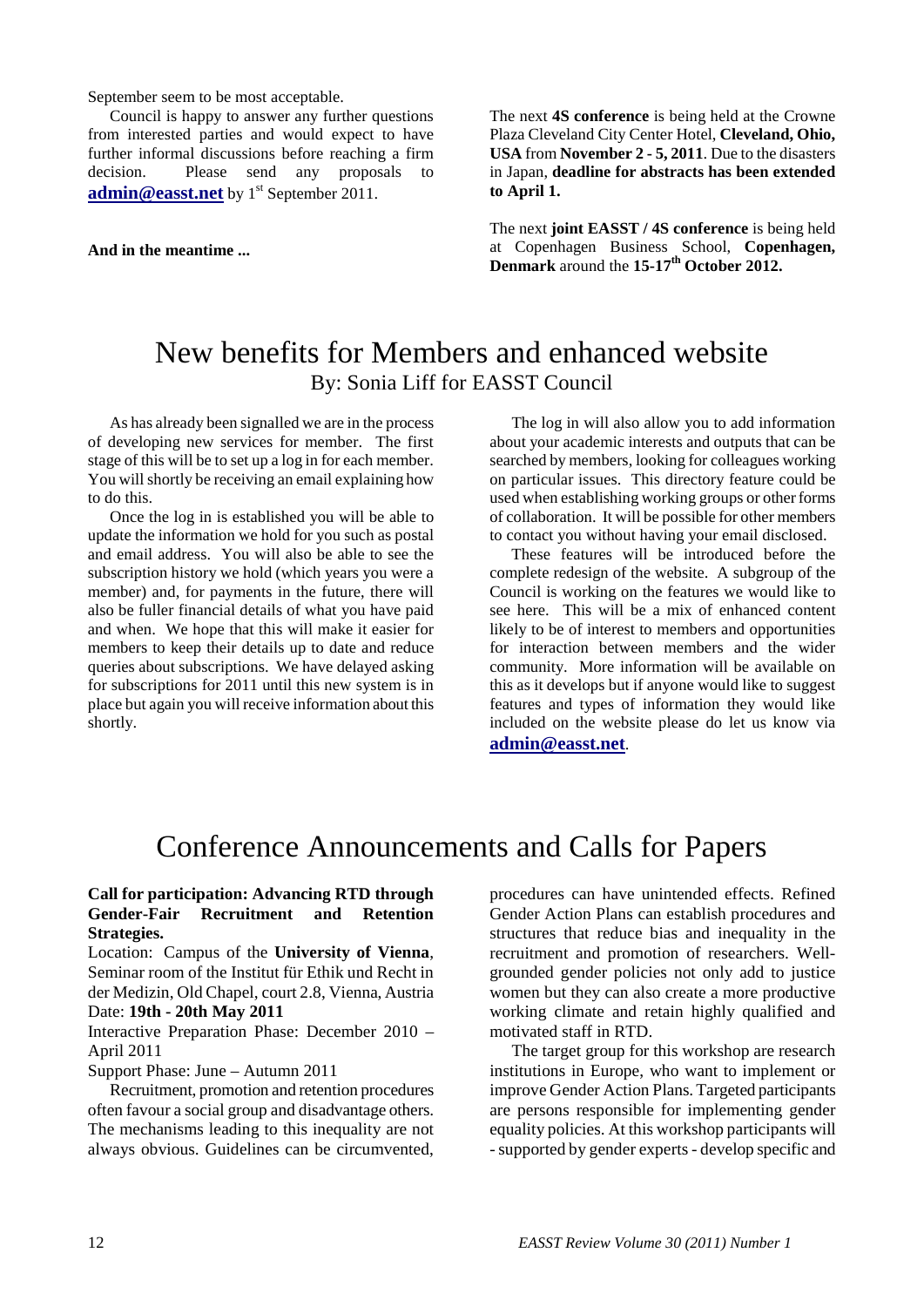September seem to be most acceptable.

Council is happy to answer any further questions from interested parties and would expect to have further informal discussions before reaching a firm decision. Please send any proposals to **admin@easst.net** by 1st September 2011.

**And in the meantime ...**

The next **4S conference** is being held at the Crowne Plaza Cleveland City Center Hotel, **Cleveland, Ohio, USA** from **November 2 - 5, 2011**. Due to the disasters in Japan, **deadline for abstracts has been extended to April 1.**

The next **joint EASST / 4S conference** is being held at Copenhagen Business School, **Copenhagen, Denmark** around the **15-17th October 2012.**

# New benefits for Members and enhanced website

By: Sonia Liff for EASST Council

As has already been signalled we are in the process of developing new services for member. The first stage of this will be to set up a log in for each member. You will shortly be receiving an email explaining how to do this.

Once the log in is established you will be able to update the information we hold for you such as postal and email address. You will also be able to see the subscription history we hold (which years you were a member) and, for payments in the future, there will also be fuller financial details of what you have paid and when. We hope that this will make it easier for members to keep their details up to date and reduce queries about subscriptions. We have delayed asking for subscriptions for 2011 until this new system is in place but again you will receive information about this shortly.

The log in will also allow you to add information about your academic interests and outputs that can be searched by members, looking for colleagues working on particular issues. This directory feature could be used when establishing working groups or other forms of collaboration. It will be possible for other members to contact you without having your email disclosed.

These features will be introduced before the complete redesign of the website. A subgroup of the Council is working on the features we would like to see here. This will be a mix of enhanced content likely to be of interest to members and opportunities for interaction between members and the wider community. More information will be available on this as it develops but if anyone would like to suggest features and types of information they would like included on the website please do let us know via **admin@easst.net**.

# Conference Announcements and Calls for Papers

**Call for participation: Advancing RTD through Gender-Fair Recruitment and Retention Strategies.**

Location: Campus of the **University of Vienna**, Seminar room of the Institut für Ethik und Recht in der Medizin, Old Chapel, court 2.8, Vienna, Austria

Date: **19th - 20th May 2011**

Interactive Preparation Phase: December 2010 – April 2011

Support Phase: June – Autumn 2011

Recruitment, promotion and retention procedures often favour a social group and disadvantage others. The mechanisms leading to this inequality are not always obvious. Guidelines can be circumvented, procedures can have unintended effects. Refined Gender Action Plans can establish procedures and structures that reduce bias and inequality in the recruitment and promotion of researchers. Well-grounded gender policies not only add to justice women but they can also create a more productive working climate and retain highly qualified and motivated staff in RTD.

The target group for this workshop are research institutions in Europe, who want to implement or improve Gender Action Plans. Targeted participants are persons responsible for implementing gender equality policies. At this workshop participants will - supported by gender experts - develop specific and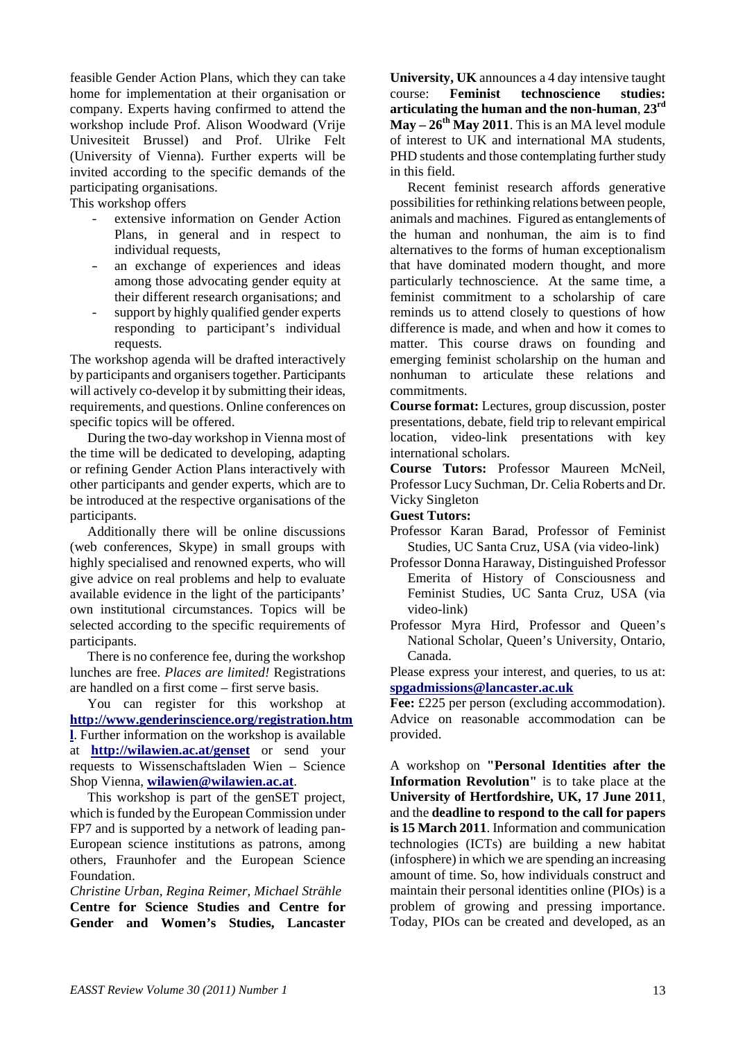feasible Gender Action Plans, which they can take home for implementation at their organisation or company. Experts having confirmed to attend the workshop include Prof. Alison Woodward (Vrije Univesiteit Brussel) and Prof. Ulrike Felt (University of Vienna). Further experts will be invited according to the specific demands of the participating organisations.

This workshop offers

- extensive information on Gender Action Plans, in general and in respect to individual requests,
- an exchange of experiences and ideas among those advocating gender equity at their different research organisations; and
- support by highly qualified gender experts responding to participant's individual requests.

The workshop agenda will be drafted interactively by participants and organisers together. Participants will actively co-develop it by submitting their ideas, requirements, and questions. Online conferences on specific topics will be offered.

During the two-day workshop in Vienna most of the time will be dedicated to developing, adapting or refining Gender Action Plans interactively with other participants and gender experts, which are to be introduced at the respective organisations of the participants.

Additionally there will be online discussions (web conferences, Skype) in small groups with highly specialised and renowned experts, who will give advice on real problems and help to evaluate available evidence in the light of the participants' own institutional circumstances. Topics will be selected according to the specific requirements of participants.

There is no conference fee, during the workshop lunches are free. *Places are limited!* Registrations are handled on a first come – first serve basis.

You can register for this workshop at **http://www.genderinscience.org/registration.html**. Further information on the workshop is available at **http://wilawien.ac.at/genset** or send your requests to Wissenschaftsladen Wien – Science Shop Vienna, **wilawien@wilawien.ac.at**.

This workshop is part of the genSET project, which is funded by the European Commission under FP7 and is supported by a network of leading pan-European science institutions as patrons, among others, Fraunhofer and the European Science Foundation.

*Christine Urban, Regina Reimer, Michael Strähle*

**Centre for Science Studies and Centre for Gender and Women's Studies, Lancaster University, UK** announces a 4 day intensive taught course: **Feminist technoscience studies: articulating the human and the non-human**, **23rd May – 26th May 2011**. This is an MA level module of interest to UK and international MA students, PHD students and those contemplating further study in this field.

Recent feminist research affords generative possibilities for rethinking relations between people, animals and machines. Figured as entanglements of the human and nonhuman, the aim is to find alternatives to the forms of human exceptionalism that have dominated modern thought, and more particularly technoscience. At the same time, a feminist commitment to a scholarship of care reminds us to attend closely to questions of how difference is made, and when and how it comes to matter. This course draws on founding and emerging feminist scholarship on the human and nonhuman to articulate these relations and commitments.

**Course format:** Lectures, group discussion, poster presentations, debate, field trip to relevant empirical location, video-link presentations with key international scholars.

**Course Tutors:** Professor Maureen McNeil, Professor Lucy Suchman, Dr. Celia Roberts and Dr. Vicky Singleton

**Guest Tutors:**

Professor Karan Barad, Professor of Feminist Studies, UC Santa Cruz, USA (via video-link)

Professor Donna Haraway, Distinguished Professor Emerita of History of Consciousness and Feminist Studies, UC Santa Cruz, USA (via video-link)

Professor Myra Hird, Professor and Queen's National Scholar, Queen's University, Ontario, Canada.

Please express your interest, and queries, to us at: **spgadmissions@lancaster.ac.uk**

**Fee:** £225 per person (excluding accommodation). Advice on reasonable accommodation can be provided.

A workshop on **"Personal Identities after the Information Revolution"** is to take place at the **University of Hertfordshire, UK, 17 June 2011**, and the **deadline to respond to the call for papers is 15 March 2011**. Information and communication technologies (ICTs) are building a new habitat (infosphere) in which we are spending an increasing amount of time. So, how individuals construct and maintain their personal identities online (PIOs) is a problem of growing and pressing importance. Today, PIOs can be created and developed, as an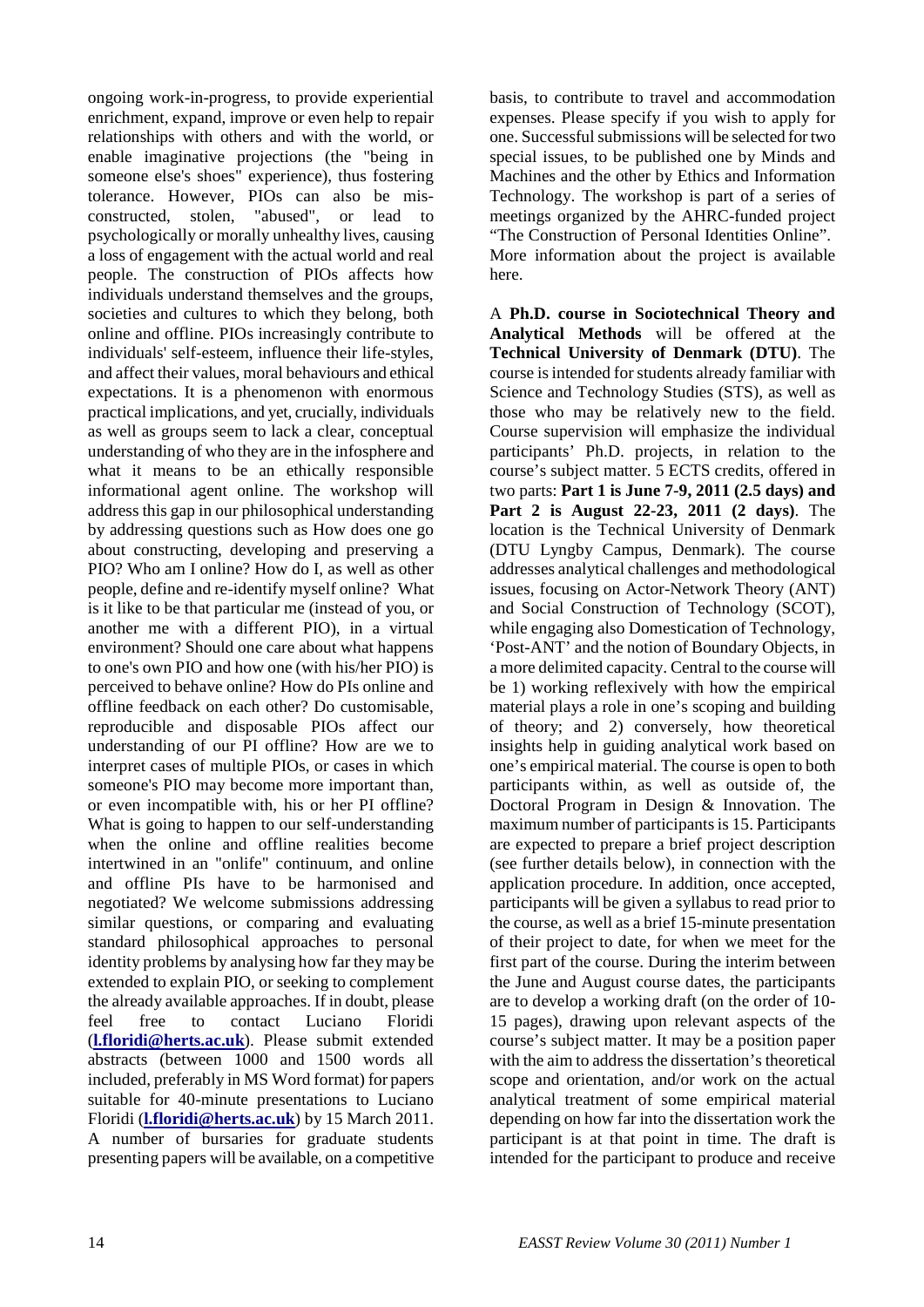ongoing work-in-progress, to provide experiential enrichment, expand, improve or even help to repair relationships with others and with the world, or enable imaginative projections (the "being in someone else's shoes" experience), thus fostering tolerance. However, PIOs can also be mis-constructed, stolen, "abused", or lead to psychologically or morally unhealthy lives, causing a loss of engagement with the actual world and real people. The construction of PIOs affects how individuals understand themselves and the groups, societies and cultures to which they belong, both online and offline. PIOs increasingly contribute to individuals' self-esteem, influence their life-styles, and affect their values, moral behaviours and ethical expectations. It is a phenomenon with enormous practical implications, and yet, crucially, individuals as well as groups seem to lack a clear, conceptual understanding of who they are in the infosphere and what it means to be an ethically responsible informational agent online. The workshop will address this gap in our philosophical understanding by addressing questions such as How does one go about constructing, developing and preserving a PIO? Who am I online? How do I, as well as other people, define and re-identify myself online? What is it like to be that particular me (instead of you, or another me with a different PIO), in a virtual environment? Should one care about what happens to one's own PIO and how one (with his/her PIO) is perceived to behave online? How do PIs online and offline feedback on each other? Do customisable, reproducible and disposable PIOs affect our understanding of our PI offline? How are we to interpret cases of multiple PIOs, or cases in which someone's PIO may become more important than, or even incompatible with, his or her PI offline? What is going to happen to our self-understanding when the online and offline realities become intertwined in an "onlife" continuum, and online and offline PIs have to be harmonised and negotiated? We welcome submissions addressing similar questions, or comparing and evaluating standard philosophical approaches to personal identity problems by analysing how far they may be extended to explain PIO, or seeking to complement the already available approaches. If in doubt, please feel free to contact Luciano Floridi (**l.floridi@herts.ac.uk**). Please submit extended abstracts (between 1000 and 1500 words all included, preferably in MS Word format) for papers suitable for 40-minute presentations to Luciano Floridi (**l.floridi@herts.ac.uk**) by 15 March 2011. A number of bursaries for graduate students presenting papers will be available, on a competitive basis, to contribute to travel and accommodation expenses. Please specify if you wish to apply for one. Successful submissions will be selected for two special issues, to be published one by Minds and Machines and the other by Ethics and Information Technology. The workshop is part of a series of meetings organized by the AHRC-funded project "The Construction of Personal Identities Online". More information about the project is available here.

A **Ph.D. course in Sociotechnical Theory and Analytical Methods** will be offered at the **Technical University of Denmark (DTU)**. The course is intended for students already familiar with Science and Technology Studies (STS), as well as those who may be relatively new to the field. Course supervision will emphasize the individual participants' Ph.D. projects, in relation to the course's subject matter. 5 ECTS credits, offered in two parts: **Part 1 is June 7-9, 2011 (2.5 days) and Part 2 is August 22-23, 2011 (2 days)**. The location is the Technical University of Denmark (DTU Lyngby Campus, Denmark). The course addresses analytical challenges and methodological issues, focusing on Actor-Network Theory (ANT) and Social Construction of Technology (SCOT), while engaging also Domestication of Technology, 'Post-ANT' and the notion of Boundary Objects, in a more delimited capacity. Central to the course will be 1) working reflexively with how the empirical material plays a role in one's scoping and building of theory; and 2) conversely, how theoretical insights help in guiding analytical work based on one's empirical material. The course is open to both participants within, as well as outside of, the Doctoral Program in Design & Innovation. The maximum number of participants is 15. Participants are expected to prepare a brief project description (see further details below), in connection with the application procedure. In addition, once accepted, participants will be given a syllabus to read prior to the course, as well as a brief 15-minute presentation of their project to date, for when we meet for the first part of the course. During the interim between the June and August course dates, the participants are to develop a working draft (on the order of 10-15 pages), drawing upon relevant aspects of the course's subject matter. It may be a position paper with the aim to address the dissertation's theoretical scope and orientation, and/or work on the actual analytical treatment of some empirical material depending on how far into the dissertation work the participant is at that point in time. The draft is intended for the participant to produce and receive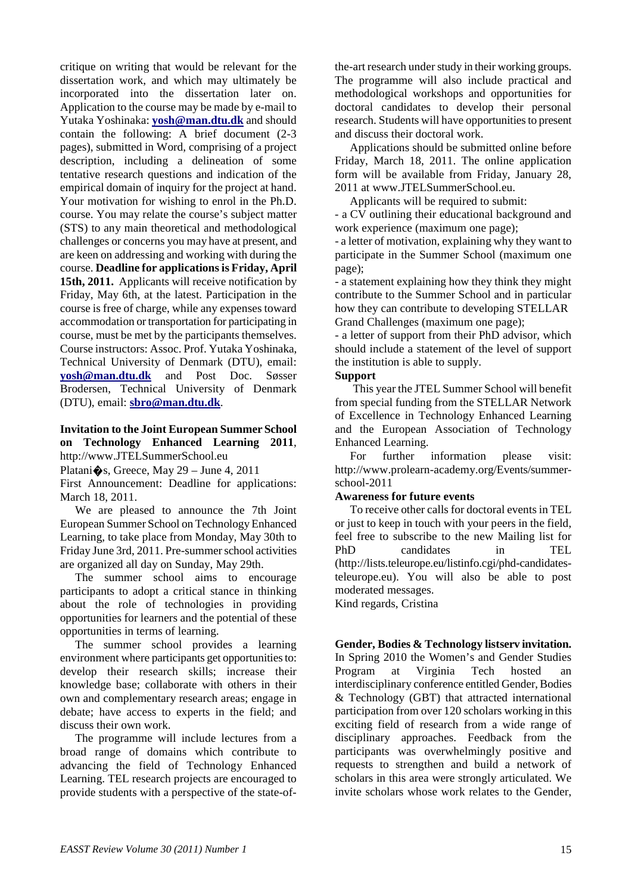critique on writing that would be relevant for the dissertation work, and which may ultimately be incorporated into the dissertation later on. Application to the course may be made by e-mail to Yutaka Yoshinaka: **yosh@man.dtu.dk** and should contain the following: A brief document (2-3 pages), submitted in Word, comprising of a project description, including a delineation of some tentative research questions and indication of the empirical domain of inquiry for the project at hand. Your motivation for wishing to enrol in the Ph.D. course. You may relate the course's subject matter (STS) to any main theoretical and methodological challenges or concerns you may have at present, and are keen on addressing and working with during the course. **Deadline for applications is Friday, April 15th, 2011.** Applicants will receive notification by Friday, May 6th, at the latest. Participation in the course is free of charge, while any expenses toward accommodation or transportation for participating in course, must be met by the participants themselves. Course instructors: Assoc. Prof. Yutaka Yoshinaka, Technical University of Denmark (DTU), email: **yosh@man.dtu.dk** and Post Doc. Søsser Brodersen, Technical University of Denmark (DTU), email: **sbro@man.dtu.dk**.

**Invitation to the Joint European Summer School on Technology Enhanced Learning 2011**, http://www.JTELSummerSchool.eu

Platani�s, Greece, May 29 – June 4, 2011

First Announcement: Deadline for applications: March 18, 2011.

We are pleased to announce the 7th Joint European Summer School on Technology Enhanced Learning, to take place from Monday, May 30th to Friday June 3rd, 2011. Pre-summer school activities are organized all day on Sunday, May 29th.

The summer school aims to encourage participants to adopt a critical stance in thinking about the role of technologies in providing opportunities for learners and the potential of these opportunities in terms of learning.

The summer school provides a learning environment where participants get opportunities to: develop their research skills; increase their knowledge base; collaborate with others in their own and complementary research areas; engage in debate; have access to experts in the field; and discuss their own work.

The programme will include lectures from a broad range of domains which contribute to advancing the field of Technology Enhanced Learning. TEL research projects are encouraged to provide students with a perspective of the state-of-the-art research under study in their working groups. The programme will also include practical and methodological workshops and opportunities for doctoral candidates to develop their personal research. Students will have opportunities to present and discuss their doctoral work.

Applications should be submitted online before Friday, March 18, 2011. The online application form will be available from Friday, January 28, 2011 at www.JTELSummerSchool.eu.

Applicants will be required to submit:

- a CV outlining their educational background and work experience (maximum one page);
- a letter of motivation, explaining why they want to participate in the Summer School (maximum one page);
- a statement explaining how they think they might contribute to the Summer School and in particular how they can contribute to developing STELLAR Grand Challenges (maximum one page);
- a letter of support from their PhD advisor, which should include a statement of the level of support the institution is able to supply.

**Support**

This year the JTEL Summer School will benefit from special funding from the STELLAR Network of Excellence in Technology Enhanced Learning and the European Association of Technology Enhanced Learning.

For further information please visit: http://www.prolearn-academy.org/Events/summer-school-2011

**Awareness for future events**

To receive other calls for doctoral events in TEL or just to keep in touch with your peers in the field, feel free to subscribe to the new Mailing list for PhD candidates in TEL (http://lists.teleurope.eu/listinfo.cgi/phd-candidates-teleurope.eu). You will also be able to post moderated messages.

Kind regards, Cristina

**Gender, Bodies & Technology listserv invitation.** In Spring 2010 the Women's and Gender Studies Program at Virginia Tech hosted an interdisciplinary conference entitled Gender, Bodies & Technology (GBT) that attracted international participation from over 120 scholars working in this exciting field of research from a wide range of disciplinary approaches. Feedback from the participants was overwhelmingly positive and requests to strengthen and build a network of scholars in this area were strongly articulated. We invite scholars whose work relates to the Gender,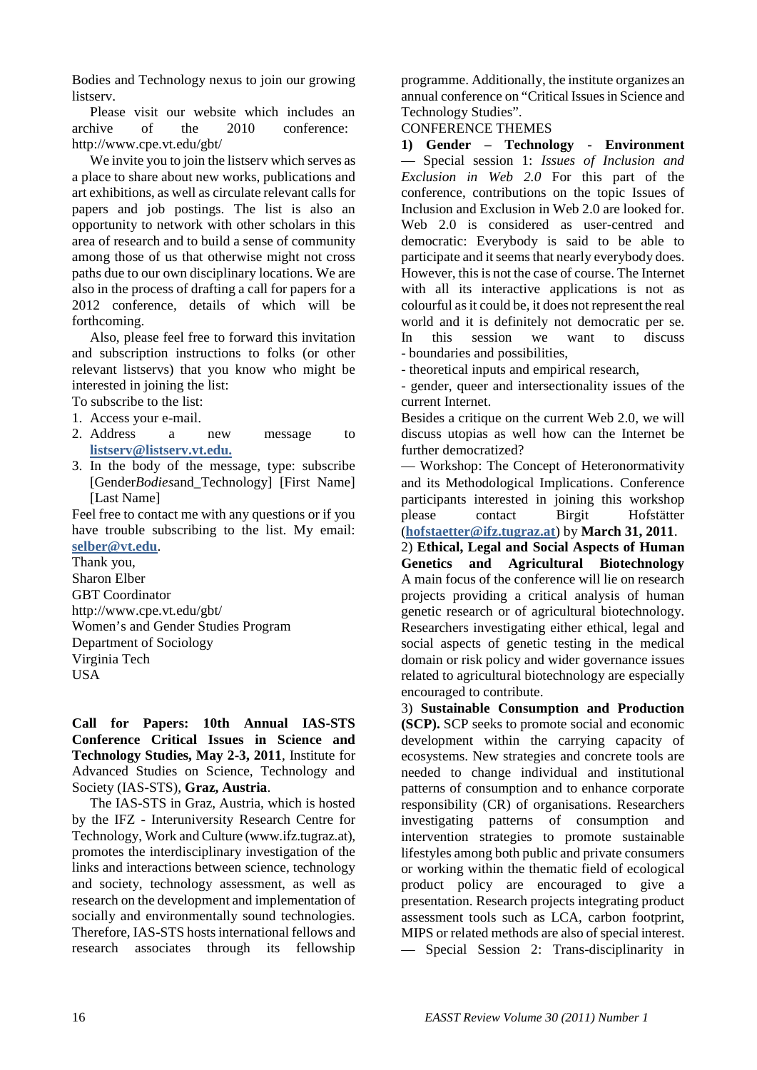Bodies and Technology nexus to join our growing listserv.

Please visit our website which includes an archive of the 2010 conference: http://www.cpe.vt.edu/gbt/

We invite you to join the listserv which serves as a place to share about new works, publications and art exhibitions, as well as circulate relevant calls for papers and job postings. The list is also an opportunity to network with other scholars in this area of research and to build a sense of community among those of us that otherwise might not cross paths due to our own disciplinary locations. We are also in the process of drafting a call for papers for a 2012 conference, details of which will be forthcoming.

Also, please feel free to forward this invitation and subscription instructions to folks (or other relevant listservs) that you know who might be interested in joining the list:

To subscribe to the list:

1. Access your e-mail.
2. Address a new message to **listserv@listserv.vt.edu.**
3. In the body of the message, type: subscribe [Gender*Bodies*and_Technology] [First Name] [Last Name]

Feel free to contact me with any questions or if you have trouble subscribing to the list. My email: **selber@vt.edu**.

Thank you,
Sharon Elber
GBT Coordinator
http://www.cpe.vt.edu/gbt/
Women's and Gender Studies Program
Department of Sociology
Virginia Tech
USA

**Call for Papers: 10th Annual IAS-STS Conference Critical Issues in Science and Technology Studies, May 2-3, 2011**, Institute for Advanced Studies on Science, Technology and Society (IAS-STS), **Graz, Austria**.

The IAS-STS in Graz, Austria, which is hosted by the IFZ - Interuniversity Research Centre for Technology, Work and Culture (www.ifz.tugraz.at), promotes the interdisciplinary investigation of the links and interactions between science, technology and society, technology assessment, as well as research on the development and implementation of socially and environmentally sound technologies. Therefore, IAS-STS hosts international fellows and research associates through its fellowship programme. Additionally, the institute organizes an annual conference on "Critical Issues in Science and Technology Studies".

CONFERENCE THEMES

**1) Gender – Technology - Environment**

— Special session 1: *Issues of Inclusion and Exclusion in Web 2.0* For this part of the conference, contributions on the topic Issues of Inclusion and Exclusion in Web 2.0 are looked for. Web 2.0 is considered as user-centred and democratic: Everybody is said to be able to participate and it seems that nearly everybody does. However, this is not the case of course. The Internet with all its interactive applications is not as colourful as it could be, it does not represent the real world and it is definitely not democratic per se. In this session we want to discuss

- boundaries and possibilities,
- theoretical inputs and empirical research,
- gender, queer and intersectionality issues of the current Internet.

Besides a critique on the current Web 2.0, we will discuss utopias as well how can the Internet be further democratized?

— Workshop: The Concept of Heteronormativity and its Methodological Implications. Conference participants interested in joining this workshop please contact Birgit Hofstätter (**hofstaetter@ifz.tugraz.at**) by **March 31, 2011**.

2) **Ethical, Legal and Social Aspects of Human Genetics and Agricultural Biotechnology**

A main focus of the conference will lie on research projects providing a critical analysis of human genetic research or of agricultural biotechnology. Researchers investigating either ethical, legal and social aspects of genetic testing in the medical domain or risk policy and wider governance issues related to agricultural biotechnology are especially encouraged to contribute.

3) **Sustainable Consumption and Production (SCP).** SCP seeks to promote social and economic development within the carrying capacity of ecosystems. New strategies and concrete tools are needed to change individual and institutional patterns of consumption and to enhance corporate responsibility (CR) of organisations. Researchers investigating patterns of consumption and intervention strategies to promote sustainable lifestyles among both public and private consumers or working within the thematic field of ecological product policy are encouraged to give a presentation. Research projects integrating product assessment tools such as LCA, carbon footprint, MIPS or related methods are also of special interest.

— Special Session 2: Trans-disciplinarity in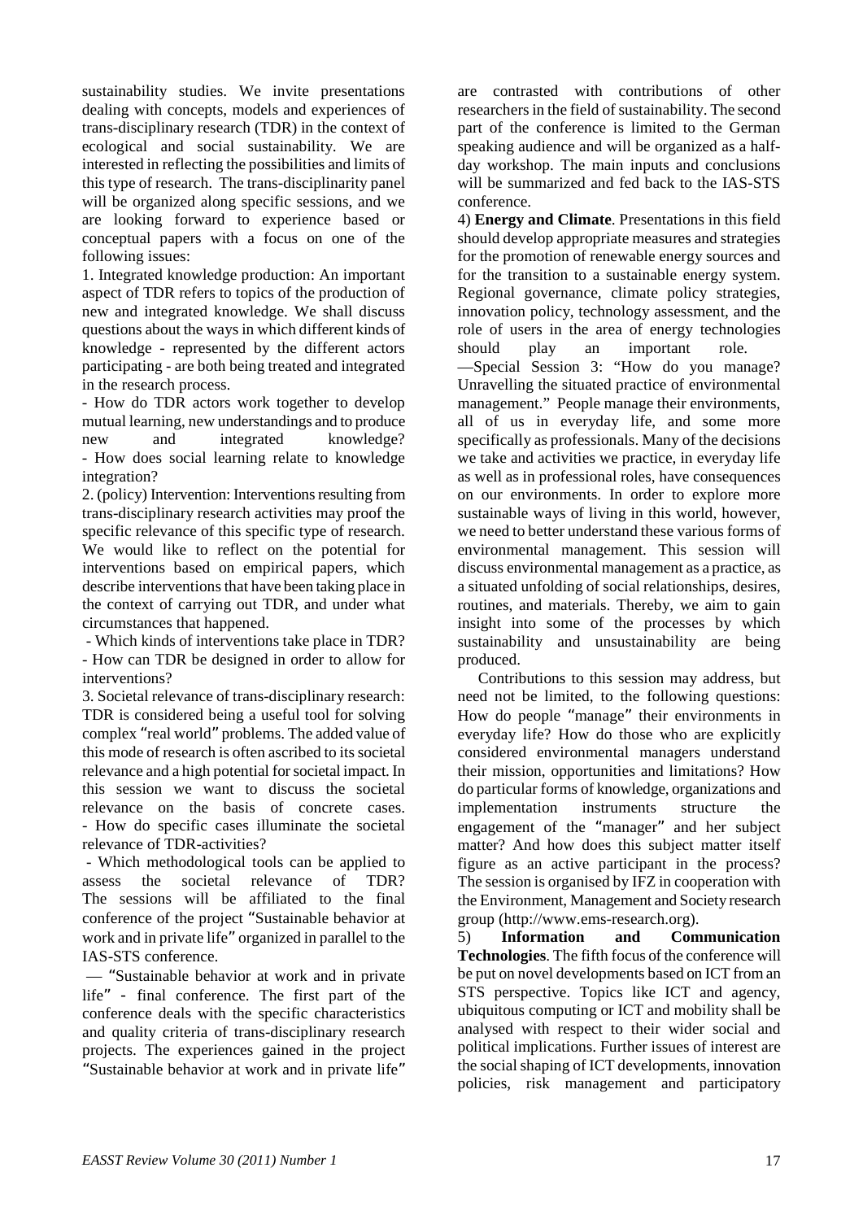sustainability studies. We invite presentations dealing with concepts, models and experiences of trans-disciplinary research (TDR) in the context of ecological and social sustainability. We are interested in reflecting the possibilities and limits of this type of research. The trans-disciplinarity panel will be organized along specific sessions, and we are looking forward to experience based or conceptual papers with a focus on one of the following issues:

1. Integrated knowledge production: An important aspect of TDR refers to topics of the production of new and integrated knowledge. We shall discuss questions about the ways in which different kinds of knowledge - represented by the different actors participating - are both being treated and integrated in the research process.

- How do TDR actors work together to develop mutual learning, new understandings and to produce new and integrated knowledge?
- How does social learning relate to knowledge integration?

2. (policy) Intervention: Interventions resulting from trans-disciplinary research activities may proof the specific relevance of this specific type of research. We would like to reflect on the potential for interventions based on empirical papers, which describe interventions that have been taking place in the context of carrying out TDR, and under what circumstances that happened.

- Which kinds of interventions take place in TDR?
- How can TDR be designed in order to allow for interventions?

3. Societal relevance of trans-disciplinary research: TDR is considered being a useful tool for solving complex "real world" problems. The added value of this mode of research is often ascribed to its societal relevance and a high potential for societal impact. In this session we want to discuss the societal relevance on the basis of concrete cases.

- How do specific cases illuminate the societal relevance of TDR-activities?
- Which methodological tools can be applied to assess the societal relevance of TDR?

The sessions will be affiliated to the final conference of the project "Sustainable behavior at work and in private life" organized in parallel to the IAS-STS conference.

— "Sustainable behavior at work and in private life" - final conference. The first part of the conference deals with the specific characteristics and quality criteria of trans-disciplinary research projects. The experiences gained in the project "Sustainable behavior at work and in private life" are contrasted with contributions of other researchers in the field of sustainability. The second part of the conference is limited to the German speaking audience and will be organized as a half-day workshop. The main inputs and conclusions will be summarized and fed back to the IAS-STS conference.

4) **Energy and Climate**. Presentations in this field should develop appropriate measures and strategies for the promotion of renewable energy sources and for the transition to a sustainable energy system. Regional governance, climate policy strategies, innovation policy, technology assessment, and the role of users in the area of energy technologies should play an important role.

—Special Session 3: "How do you manage? Unravelling the situated practice of environmental management." People manage their environments, all of us in everyday life, and some more specifically as professionals. Many of the decisions we take and activities we practice, in everyday life as well as in professional roles, have consequences on our environments. In order to explore more sustainable ways of living in this world, however, we need to better understand these various forms of environmental management. This session will discuss environmental management as a practice, as a situated unfolding of social relationships, desires, routines, and materials. Thereby, we aim to gain insight into some of the processes by which sustainability and unsustainability are being produced.

Contributions to this session may address, but need not be limited, to the following questions: How do people "manage" their environments in everyday life? How do those who are explicitly considered environmental managers understand their mission, opportunities and limitations? How do particular forms of knowledge, organizations and implementation instruments structure the engagement of the "manager" and her subject matter? And how does this subject matter itself figure as an active participant in the process? The session is organised by IFZ in cooperation with the Environment, Management and Society research group (http://www.ems-research.org).

5) **Information and Communication Technologies**. The fifth focus of the conference will be put on novel developments based on ICT from an STS perspective. Topics like ICT and agency, ubiquitous computing or ICT and mobility shall be analysed with respect to their wider social and political implications. Further issues of interest are the social shaping of ICT developments, innovation policies, risk management and participatory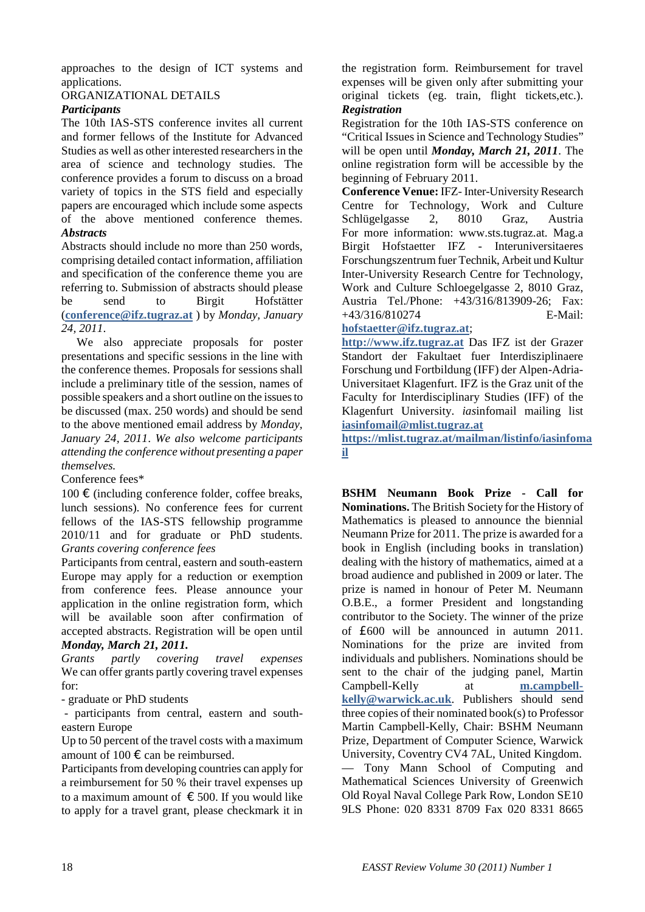approaches to the design of ICT systems and applications.

ORGANIZATIONAL DETAILS

***Participants***

The 10th IAS-STS conference invites all current and former fellows of the Institute for Advanced Studies as well as other interested researchers in the area of science and technology studies. The conference provides a forum to discuss on a broad variety of topics in the STS field and especially papers are encouraged which include some aspects of the above mentioned conference themes.

***Abstracts***

Abstracts should include no more than 250 words, comprising detailed contact information, affiliation and specification of the conference theme you are referring to. Submission of abstracts should please be send to Birgit Hofstätter (**conference@ifz.tugraz.at**) by *Monday, January 24, 2011*.

We also appreciate proposals for poster presentations and specific sessions in the line with the conference themes. Proposals for sessions shall include a preliminary title of the session, names of possible speakers and a short outline on the issues to be discussed (max. 250 words) and should be send to the above mentioned email address by *Monday, January 24, 2011*. *We also welcome participants attending the conference without presenting a paper themselves.*

Conference fees*

100 € (including conference folder, coffee breaks, lunch sessions). No conference fees for current fellows of the IAS-STS fellowship programme 2010/11 and for graduate or PhD students.

*Grants covering conference fees*

Participants from central, eastern and south-eastern Europe may apply for a reduction or exemption from conference fees. Please announce your application in the online registration form, which will be available soon after confirmation of accepted abstracts. Registration will be open until ***Monday, March 21, 2011.***

*Grants partly covering travel expenses*

We can offer grants partly covering travel expenses for:

- graduate or PhD students
- participants from central, eastern and south-eastern Europe

Up to 50 percent of the travel costs with a maximum amount of 100 € can be reimbursed.

Participants from developing countries can apply for a reimbursement for 50 % their travel expenses up to a maximum amount of € 500. If you would like to apply for a travel grant, please checkmark it in the registration form. Reimbursement for travel expenses will be given only after submitting your original tickets (eg. train, flight tickets,etc.).

***Registration***

Registration for the 10th IAS-STS conference on "Critical Issues in Science and Technology Studies" will be open until ***Monday, March 21, 2011***. The online registration form will be accessible by the beginning of February 2011.

**Conference Venue:** IFZ- Inter-University Research Centre for Technology, Work and Culture Schlügelgasse 2, 8010 Graz, Austria For more information: www.sts.tugraz.at. Mag.a Birgit Hofstaetter IFZ - Interuniversitaeres Forschungszentrum fuer Technik, Arbeit und Kultur Inter-University Research Centre for Technology, Work and Culture Schloegelgasse 2, 8010 Graz, Austria Tel./Phone: +43/316/813909-26; Fax: +43/316/810274 E-Mail: **hofstaetter@ifz.tugraz.at**; **http://www.ifz.tugraz.at** Das IFZ ist der Grazer Standort der Fakultaet fuer Interdisziplinaere Forschung und Fortbildung (IFF) der Alpen-Adria-Universitaet Klagenfurt. IFZ is the Graz unit of the Faculty for Interdisciplinary Studies (IFF) of the Klagenfurt University. *ias*infomail mailing list **iasinfomail@mlist.tugraz.at** **https://mlist.tugraz.at/mailman/listinfo/iasinfomail**

**BSHM Neumann Book Prize - Call for Nominations.** The British Society for the History of Mathematics is pleased to announce the biennial Neumann Prize for 2011. The prize is awarded for a book in English (including books in translation) dealing with the history of mathematics, aimed at a broad audience and published in 2009 or later. The prize is named in honour of Peter M. Neumann O.B.E., a former President and longstanding contributor to the Society. The winner of the prize of £600 will be announced in autumn 2011. Nominations for the prize are invited from individuals and publishers. Nominations should be sent to the chair of the judging panel, Martin Campbell-Kelly at **m.campbell-kelly@warwick.ac.uk**. Publishers should send three copies of their nominated book(s) to Professor Martin Campbell-Kelly, Chair: BSHM Neumann Prize, Department of Computer Science, Warwick University, Coventry CV4 7AL, United Kingdom. — Tony Mann School of Computing and Mathematical Sciences University of Greenwich Old Royal Naval College Park Row, London SE10 9LS Phone: 020 8331 8709 Fax 020 8331 8665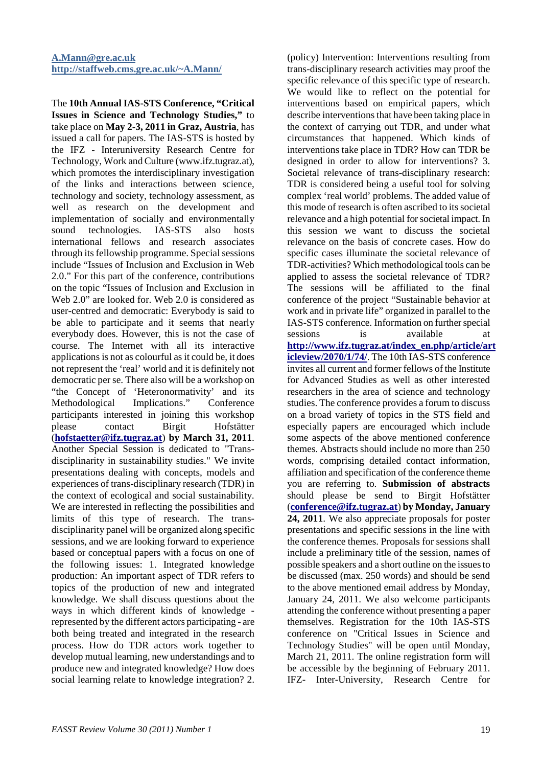**A.Mann@gre.ac.uk**
**http://staffweb.cms.gre.ac.uk/~A.Mann/**

The **10th Annual IAS-STS Conference, "Critical Issues in Science and Technology Studies,"** to take place on **May 2-3, 2011 in Graz, Austria**, has issued a call for papers. The IAS-STS is hosted by the IFZ - Interuniversity Research Centre for Technology, Work and Culture (www.ifz.tugraz.at), which promotes the interdisciplinary investigation of the links and interactions between science, technology and society, technology assessment, as well as research on the development and implementation of socially and environmentally sound technologies. IAS-STS also hosts international fellows and research associates through its fellowship programme. Special sessions include "Issues of Inclusion and Exclusion in Web 2.0." For this part of the conference, contributions on the topic "Issues of Inclusion and Exclusion in Web 2.0" are looked for. Web 2.0 is considered as user-centred and democratic: Everybody is said to be able to participate and it seems that nearly everybody does. However, this is not the case of course. The Internet with all its interactive applications is not as colourful as it could be, it does not represent the 'real' world and it is definitely not democratic per se. There also will be a workshop on "the Concept of 'Heteronormativity' and its Methodological Implications." Conference participants interested in joining this workshop please contact Birgit Hofstätter (**hofstaetter@ifz.tugraz.at**) **by March 31, 2011**. Another Special Session is dedicated to "Trans-disciplinarity in sustainability studies." We invite presentations dealing with concepts, models and experiences of trans-disciplinary research (TDR) in the context of ecological and social sustainability. We are interested in reflecting the possibilities and limits of this type of research. The trans-disciplinary panel will be organized along specific sessions, and we are looking forward to experience based or conceptual papers with a focus on one of the following issues: 1. Integrated knowledge production: An important aspect of TDR refers to topics of the production of new and integrated knowledge. We shall discuss questions about the ways in which different kinds of knowledge - represented by the different actors participating - are both being treated and integrated in the research process. How do TDR actors work together to develop mutual learning, new understandings and to produce new and integrated knowledge? How does social learning relate to knowledge integration? 2. (policy) Intervention: Interventions resulting from trans-disciplinary research activities may proof the specific relevance of this specific type of research. We would like to reflect on the potential for interventions based on empirical papers, which describe interventions that have been taking place in the context of carrying out TDR, and under what circumstances that happened. Which kinds of interventions take place in TDR? How can TDR be designed in order to allow for interventions? 3. Societal relevance of trans-disciplinary research: TDR is considered being a useful tool for solving complex 'real world' problems. The added value of this mode of research is often ascribed to its societal relevance and a high potential for societal impact. In this session we want to discuss the societal relevance on the basis of concrete cases. How do specific cases illuminate the societal relevance of TDR-activities? Which methodological tools can be applied to assess the societal relevance of TDR? The sessions will be affiliated to the final conference of the project "Sustainable behavior at work and in private life" organized in parallel to the IAS-STS conference. Information on further special sessions is available at **http://www.ifz.tugraz.at/index_en.php/article/articleview/2070/1/74/**. The 10th IAS-STS conference invites all current and former fellows of the Institute for Advanced Studies as well as other interested researchers in the area of science and technology studies. The conference provides a forum to discuss on a broad variety of topics in the STS field and especially papers are encouraged which include some aspects of the above mentioned conference themes. Abstracts should include no more than 250 words, comprising detailed contact information, affiliation and specification of the conference theme you are referring to. **Submission of abstracts** should please be send to Birgit Hofstätter (**conference@ifz.tugraz.at**) **by Monday, January 24, 2011**. We also appreciate proposals for poster presentations and specific sessions in the line with the conference themes. Proposals for sessions shall include a preliminary title of the session, names of possible speakers and a short outline on the issues to be discussed (max. 250 words) and should be send to the above mentioned email address by Monday, January 24, 2011. We also welcome participants attending the conference without presenting a paper themselves. Registration for the 10th IAS-STS conference on "Critical Issues in Science and Technology Studies" will be open until Monday, March 21, 2011. The online registration form will be accessible by the beginning of February 2011. IFZ- Inter-University, Research Centre for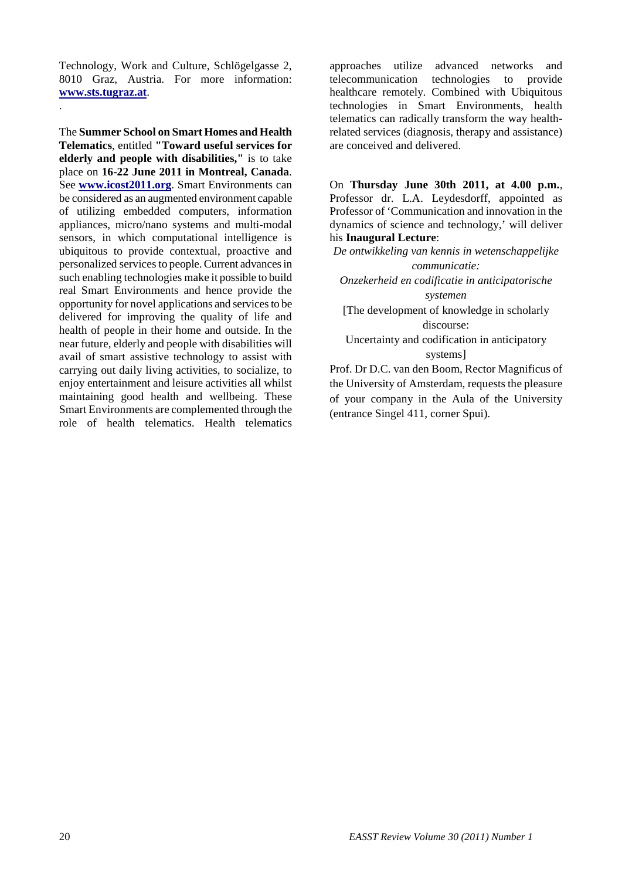Technology, Work and Culture, Schlögelgasse 2, 8010 Graz, Austria. For more information: **www.sts.tugraz.at**.

.

The **Summer School on Smart Homes and Health Telematics**, entitled **"Toward useful services for elderly and people with disabilities,"** is to take place on **16-22 June 2011 in Montreal, Canada**. See **www.icost2011.org**. Smart Environments can be considered as an augmented environment capable of utilizing embedded computers, information appliances, micro/nano systems and multi-modal sensors, in which computational intelligence is ubiquitous to provide contextual, proactive and personalized services to people. Current advances in such enabling technologies make it possible to build real Smart Environments and hence provide the opportunity for novel applications and services to be delivered for improving the quality of life and health of people in their home and outside. In the near future, elderly and people with disabilities will avail of smart assistive technology to assist with carrying out daily living activities, to socialize, to enjoy entertainment and leisure activities all whilst maintaining good health and wellbeing. These Smart Environments are complemented through the role of health telematics. Health telematics approaches utilize advanced networks and telecommunication technologies to provide healthcare remotely. Combined with Ubiquitous technologies in Smart Environments, health telematics can radically transform the way health-related services (diagnosis, therapy and assistance) are conceived and delivered.

On **Thursday June 30th 2011, at 4.00 p.m.**, Professor dr. L.A. Leydesdorff, appointed as Professor of 'Communication and innovation in the dynamics of science and technology,' will deliver his **Inaugural Lecture**:

*De ontwikkeling van kennis in wetenschappelijke communicatie:*

*Onzekerheid en codificatie in anticipatorische systemen*

[The development of knowledge in scholarly discourse:

Uncertainty and codification in anticipatory systems]

Prof. Dr D.C. van den Boom, Rector Magnificus of the University of Amsterdam, requests the pleasure of your company in the Aula of the University (entrance Singel 411, corner Spui).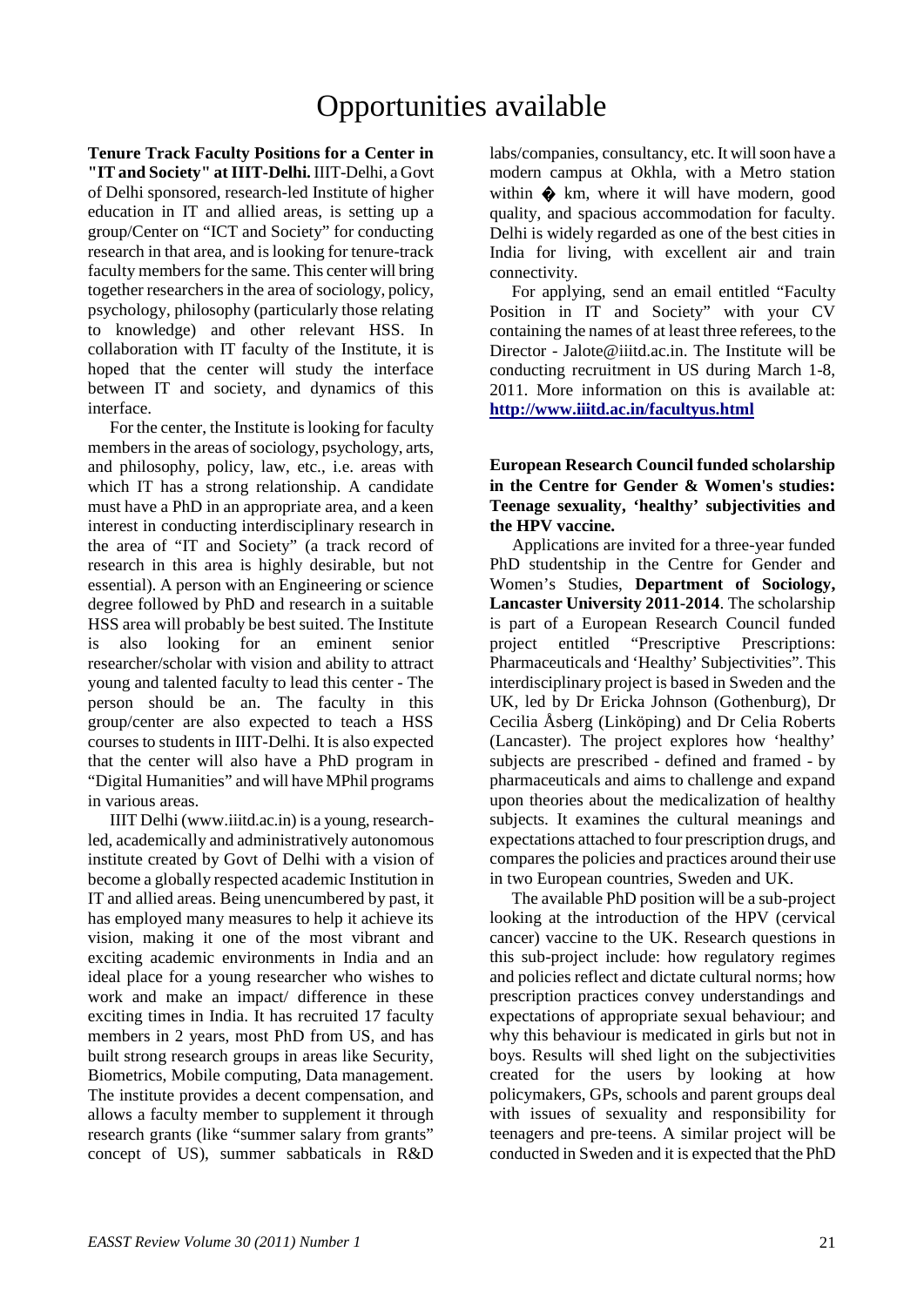# Opportunities available

**Tenure Track Faculty Positions for a Center in "IT and Society" at IIIT-Delhi.** IIIT-Delhi, a Govt of Delhi sponsored, research-led Institute of higher education in IT and allied areas, is setting up a group/Center on "ICT and Society" for conducting research in that area, and is looking for tenure-track faculty members for the same. This center will bring together researchers in the area of sociology, policy, psychology, philosophy (particularly those relating to knowledge) and other relevant HSS. In collaboration with IT faculty of the Institute, it is hoped that the center will study the interface between IT and society, and dynamics of this interface.

For the center, the Institute is looking for faculty members in the areas of sociology, psychology, arts, and philosophy, policy, law, etc., i.e. areas with which IT has a strong relationship. A candidate must have a PhD in an appropriate area, and a keen interest in conducting interdisciplinary research in the area of "IT and Society" (a track record of research in this area is highly desirable, but not essential). A person with an Engineering or science degree followed by PhD and research in a suitable HSS area will probably be best suited. The Institute is also looking for an eminent senior researcher/scholar with vision and ability to attract young and talented faculty to lead this center - The person should be an. The faculty in this group/center are also expected to teach a HSS courses to students in IIIT-Delhi. It is also expected that the center will also have a PhD program in "Digital Humanities" and will have MPhil programs in various areas.

IIIT Delhi (www.iiitd.ac.in) is a young, research-led, academically and administratively autonomous institute created by Govt of Delhi with a vision of become a globally respected academic Institution in IT and allied areas. Being unencumbered by past, it has employed many measures to help it achieve its vision, making it one of the most vibrant and exciting academic environments in India and an ideal place for a young researcher who wishes to work and make an impact/ difference in these exciting times in India. It has recruited 17 faculty members in 2 years, most PhD from US, and has built strong research groups in areas like Security, Biometrics, Mobile computing, Data management. The institute provides a decent compensation, and allows a faculty member to supplement it through research grants (like "summer salary from grants" concept of US), summer sabbaticals in R&D labs/companies, consultancy, etc. It will soon have a modern campus at Okhla, with a Metro station within � km, where it will have modern, good quality, and spacious accommodation for faculty. Delhi is widely regarded as one of the best cities in India for living, with excellent air and train connectivity.

For applying, send an email entitled "Faculty Position in IT and Society" with your CV containing the names of at least three referees, to the Director - Jalote@iiitd.ac.in. The Institute will be conducting recruitment in US during March 1-8, 2011. More information on this is available at: **http://www.iiitd.ac.in/facultyus.html**

**European Research Council funded scholarship in the Centre for Gender & Women's studies: Teenage sexuality, 'healthy' subjectivities and the HPV vaccine.**

Applications are invited for a three-year funded PhD studentship in the Centre for Gender and Women's Studies, **Department of Sociology, Lancaster University 2011-2014**. The scholarship is part of a European Research Council funded project entitled "Prescriptive Prescriptions: Pharmaceuticals and 'Healthy' Subjectivities". This interdisciplinary project is based in Sweden and the UK, led by Dr Ericka Johnson (Gothenburg), Dr Cecilia Åsberg (Linköping) and Dr Celia Roberts (Lancaster). The project explores how 'healthy' subjects are prescribed - defined and framed - by pharmaceuticals and aims to challenge and expand upon theories about the medicalization of healthy subjects. It examines the cultural meanings and expectations attached to four prescription drugs, and compares the policies and practices around their use in two European countries, Sweden and UK.

The available PhD position will be a sub-project looking at the introduction of the HPV (cervical cancer) vaccine to the UK. Research questions in this sub-project include: how regulatory regimes and policies reflect and dictate cultural norms; how prescription practices convey understandings and expectations of appropriate sexual behaviour; and why this behaviour is medicated in girls but not in boys. Results will shed light on the subjectivities created for the users by looking at how policymakers, GPs, schools and parent groups deal with issues of sexuality and responsibility for teenagers and pre-teens. A similar project will be conducted in Sweden and it is expected that the PhD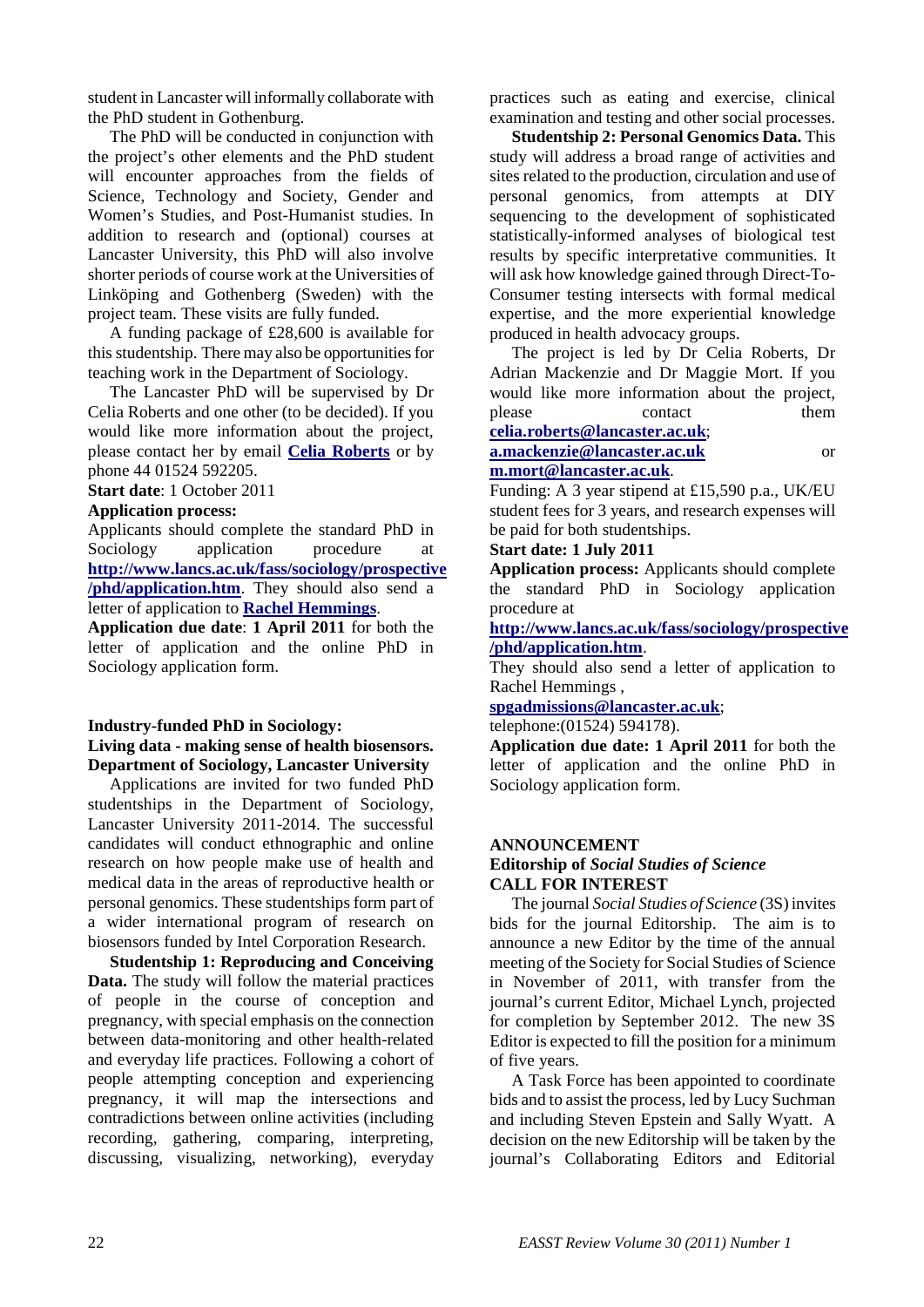student in Lancaster will informally collaborate with the PhD student in Gothenburg.

The PhD will be conducted in conjunction with the project's other elements and the PhD student will encounter approaches from the fields of Science, Technology and Society, Gender and Women's Studies, and Post-Humanist studies. In addition to research and (optional) courses at Lancaster University, this PhD will also involve shorter periods of course work at the Universities of Linköping and Gothenberg (Sweden) with the project team. These visits are fully funded.

A funding package of £28,600 is available for this studentship. There may also be opportunities for teaching work in the Department of Sociology.

The Lancaster PhD will be supervised by Dr Celia Roberts and one other (to be decided). If you would like more information about the project, please contact her by email **Celia Roberts** or by phone 44 01524 592205.

**Start date**: 1 October 2011

**Application process:**

Applicants should complete the standard PhD in Sociology application procedure at **http://www.lancs.ac.uk/fass/sociology/prospective/phd/application.htm**. They should also send a letter of application to **Rachel Hemmings**.

**Application due date**: **1 April 2011** for both the letter of application and the online PhD in Sociology application form.

**Industry-funded PhD in Sociology:**
**Living data - making sense of health biosensors.**
**Department of Sociology, Lancaster University**

Applications are invited for two funded PhD studentships in the Department of Sociology, Lancaster University 2011-2014. The successful candidates will conduct ethnographic and online research on how people make use of health and medical data in the areas of reproductive health or personal genomics. These studentships form part of a wider international program of research on biosensors funded by Intel Corporation Research.

**Studentship 1: Reproducing and Conceiving Data.** The study will follow the material practices of people in the course of conception and pregnancy, with special emphasis on the connection between data-monitoring and other health-related and everyday life practices. Following a cohort of people attempting conception and experiencing pregnancy, it will map the intersections and contradictions between online activities (including recording, gathering, comparing, interpreting, discussing, visualizing, networking), everyday practices such as eating and exercise, clinical examination and testing and other social processes.

**Studentship 2: Personal Genomics Data.** This study will address a broad range of activities and sites related to the production, circulation and use of personal genomics, from attempts at DIY sequencing to the development of sophisticated statistically-informed analyses of biological test results by specific interpretative communities. It will ask how knowledge gained through Direct-To-Consumer testing intersects with formal medical expertise, and the more experiential knowledge produced in health advocacy groups.

The project is led by Dr Celia Roberts, Dr Adrian Mackenzie and Dr Maggie Mort. If you would like more information about the project, please contact them **celia.roberts@lancaster.ac.uk**; **a.mackenzie@lancaster.ac.uk** or **m.mort@lancaster.ac.uk**.

Funding: A 3 year stipend at £15,590 p.a., UK/EU student fees for 3 years, and research expenses will be paid for both studentships.

**Start date: 1 July 2011**

**Application process:** Applicants should complete the standard PhD in Sociology application procedure at **http://www.lancs.ac.uk/fass/sociology/prospective/phd/application.htm**.

They should also send a letter of application to Rachel Hemmings , **spgadmissions@lancaster.ac.uk**; telephone:(01524) 594178).

**Application due date: 1 April 2011** for both the letter of application and the online PhD in Sociology application form.

**ANNOUNCEMENT**
**Editorship of *Social Studies of Science***
**CALL FOR INTEREST**

The journal *Social Studies of Science* (3S) invites bids for the journal Editorship. The aim is to announce a new Editor by the time of the annual meeting of the Society for Social Studies of Science in November of 2011, with transfer from the journal's current Editor, Michael Lynch, projected for completion by September 2012. The new 3S Editor is expected to fill the position for a minimum of five years.

A Task Force has been appointed to coordinate bids and to assist the process, led by Lucy Suchman and including Steven Epstein and Sally Wyatt. A decision on the new Editorship will be taken by the journal's Collaborating Editors and Editorial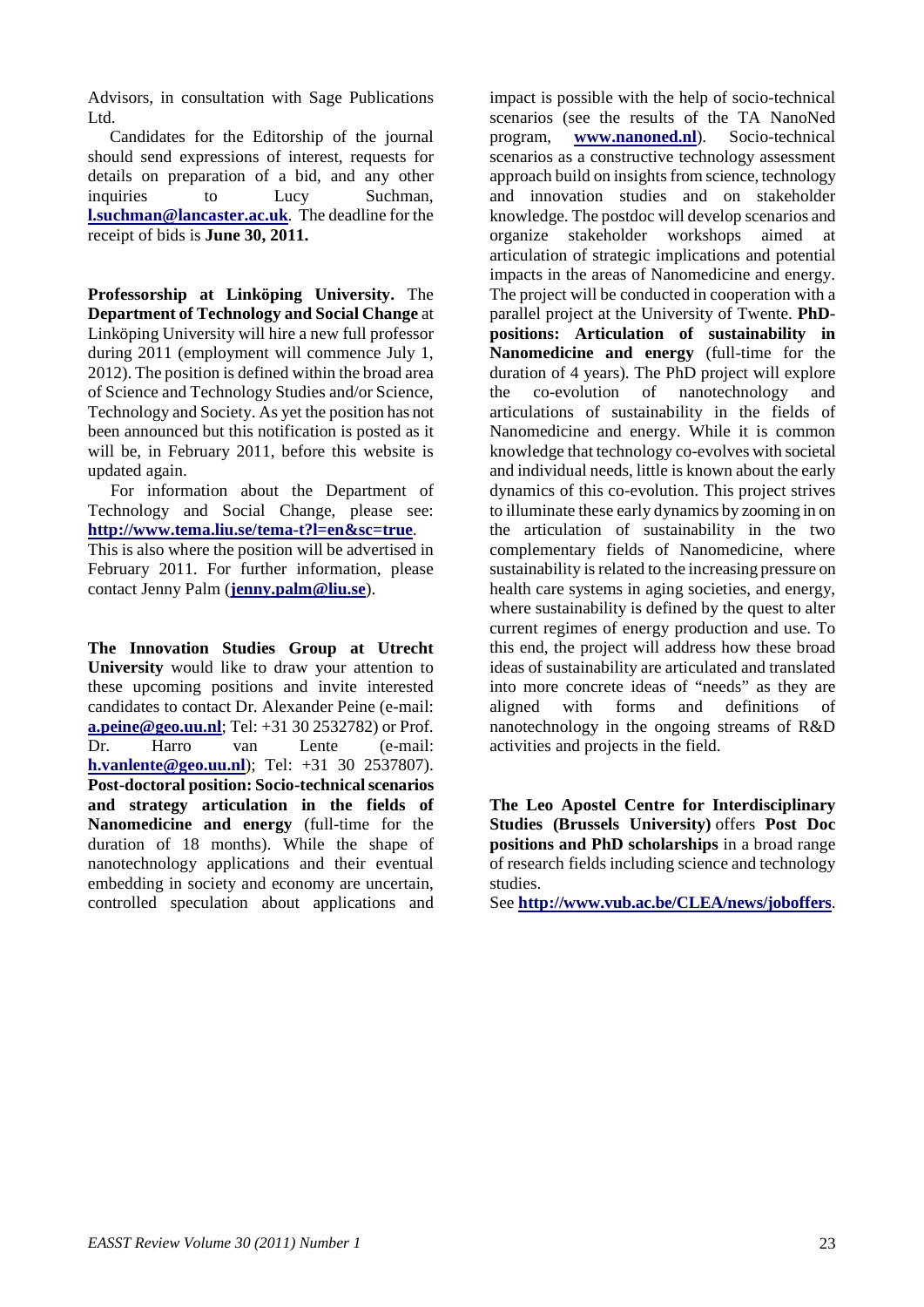Advisors, in consultation with Sage Publications Ltd.

Candidates for the Editorship of the journal should send expressions of interest, requests for details on preparation of a bid, and any other inquiries to Lucy Suchman, **l.suchman@lancaster.ac.uk**. The deadline for the receipt of bids is **June 30, 2011.**

**Professorship at Linköping University.** The **Department of Technology and Social Change** at Linköping University will hire a new full professor during 2011 (employment will commence July 1, 2012). The position is defined within the broad area of Science and Technology Studies and/or Science, Technology and Society. As yet the position has not been announced but this notification is posted as it will be, in February 2011, before this website is updated again.

For information about the Department of Technology and Social Change, please see: **http://www.tema.liu.se/tema-t?l=en&sc=true**. This is also where the position will be advertised in February 2011. For further information, please contact Jenny Palm (**jenny.palm@liu.se**).

**The Innovation Studies Group at Utrecht University** would like to draw your attention to these upcoming positions and invite interested candidates to contact Dr. Alexander Peine (e-mail: **a.peine@geo.uu.nl**; Tel: +31 30 2532782) or Prof. Dr. Harro van Lente (e-mail: **h.vanlente@geo.uu.nl**); Tel: +31 30 2537807). **Post-doctoral position: Socio-technical scenarios and strategy articulation in the fields of Nanomedicine and energy** (full-time for the duration of 18 months). While the shape of nanotechnology applications and their eventual embedding in society and economy are uncertain, controlled speculation about applications and impact is possible with the help of socio-technical scenarios (see the results of the TA NanoNed program, **www.nanoned.nl**). Socio-technical scenarios as a constructive technology assessment approach build on insights from science, technology and innovation studies and on stakeholder knowledge. The postdoc will develop scenarios and organize stakeholder workshops aimed at articulation of strategic implications and potential impacts in the areas of Nanomedicine and energy. The project will be conducted in cooperation with a parallel project at the University of Twente. **PhD-positions: Articulation of sustainability in Nanomedicine and energy** (full-time for the duration of 4 years). The PhD project will explore the co-evolution of nanotechnology and articulations of sustainability in the fields of Nanomedicine and energy. While it is common knowledge that technology co-evolves with societal and individual needs, little is known about the early dynamics of this co-evolution. This project strives to illuminate these early dynamics by zooming in on the articulation of sustainability in the two complementary fields of Nanomedicine, where sustainability is related to the increasing pressure on health care systems in aging societies, and energy, where sustainability is defined by the quest to alter current regimes of energy production and use. To this end, the project will address how these broad ideas of sustainability are articulated and translated into more concrete ideas of "needs" as they are aligned with forms and definitions of nanotechnology in the ongoing streams of R&D activities and projects in the field.

**The Leo Apostel Centre for Interdisciplinary Studies (Brussels University)** offers **Post Doc positions and PhD scholarships** in a broad range of research fields including science and technology studies.

See **http://www.vub.ac.be/CLEA/news/joboffers**.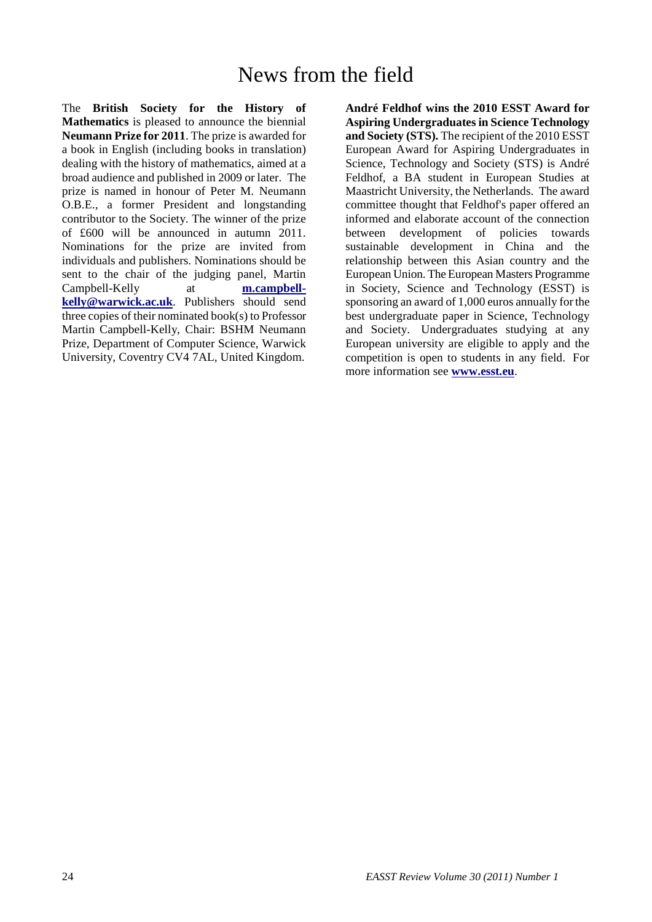# News from the field

The **British Society for the History of Mathematics** is pleased to announce the biennial **Neumann Prize for 2011**. The prize is awarded for a book in English (including books in translation) dealing with the history of mathematics, aimed at a broad audience and published in 2009 or later. The prize is named in honour of Peter M. Neumann O.B.E., a former President and longstanding contributor to the Society. The winner of the prize of £600 will be announced in autumn 2011. Nominations for the prize are invited from individuals and publishers. Nominations should be sent to the chair of the judging panel, Martin Campbell-Kelly at **m.campbell-kelly@warwick.ac.uk**. Publishers should send three copies of their nominated book(s) to Professor Martin Campbell-Kelly, Chair: BSHM Neumann Prize, Department of Computer Science, Warwick University, Coventry CV4 7AL, United Kingdom.

**André Feldhof wins the 2010 ESST Award for Aspiring Undergraduates in Science Technology and Society (STS).** The recipient of the 2010 ESST European Award for Aspiring Undergraduates in Science, Technology and Society (STS) is André Feldhof, a BA student in European Studies at Maastricht University, the Netherlands. The award committee thought that Feldhof's paper offered an informed and elaborate account of the connection between development of policies towards sustainable development in China and the relationship between this Asian country and the European Union. The European Masters Programme in Society, Science and Technology (ESST) is sponsoring an award of 1,000 euros annually for the best undergraduate paper in Science, Technology and Society. Undergraduates studying at any European university are eligible to apply and the competition is open to students in any field. For more information see **www.esst.eu**.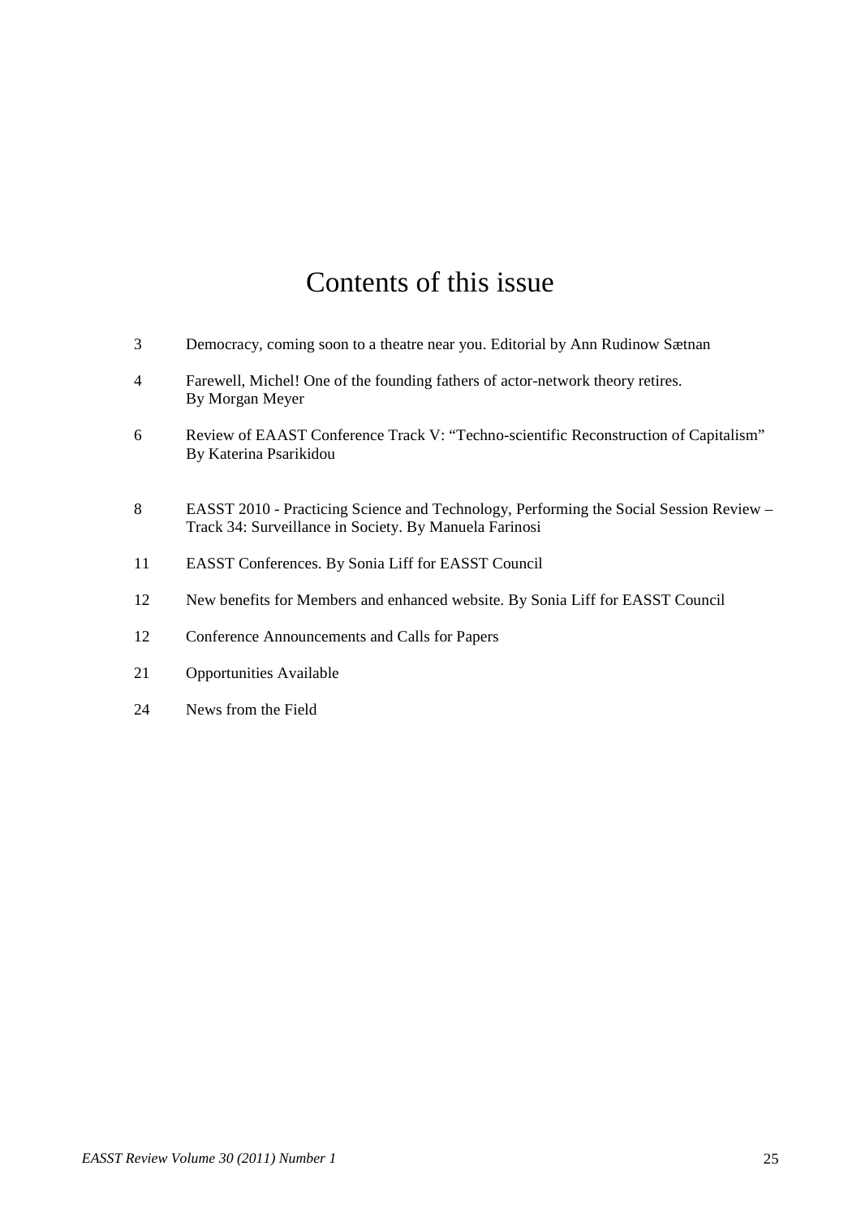# Contents of this issue

| | |
|---|---|
| 3 | Democracy, coming soon to a theatre near you. Editorial by Ann Rudinow Sætnan |
| 4 | Farewell, Michel! One of the founding fathers of actor-network theory retires. By Morgan Meyer |
| 6 | Review of EAAST Conference Track V: "Techno-scientific Reconstruction of Capitalism" By Katerina Psarikidou |
| 8 | EASST 2010 - Practicing Science and Technology, Performing the Social Session Review – Track 34: Surveillance in Society. By Manuela Farinosi |
| 11 | EASST Conferences. By Sonia Liff for EASST Council |
| 12 | New benefits for Members and enhanced website. By Sonia Liff for EASST Council |
| 12 | Conference Announcements and Calls for Papers |
| 21 | Opportunities Available |
| 24 | News from the Field |